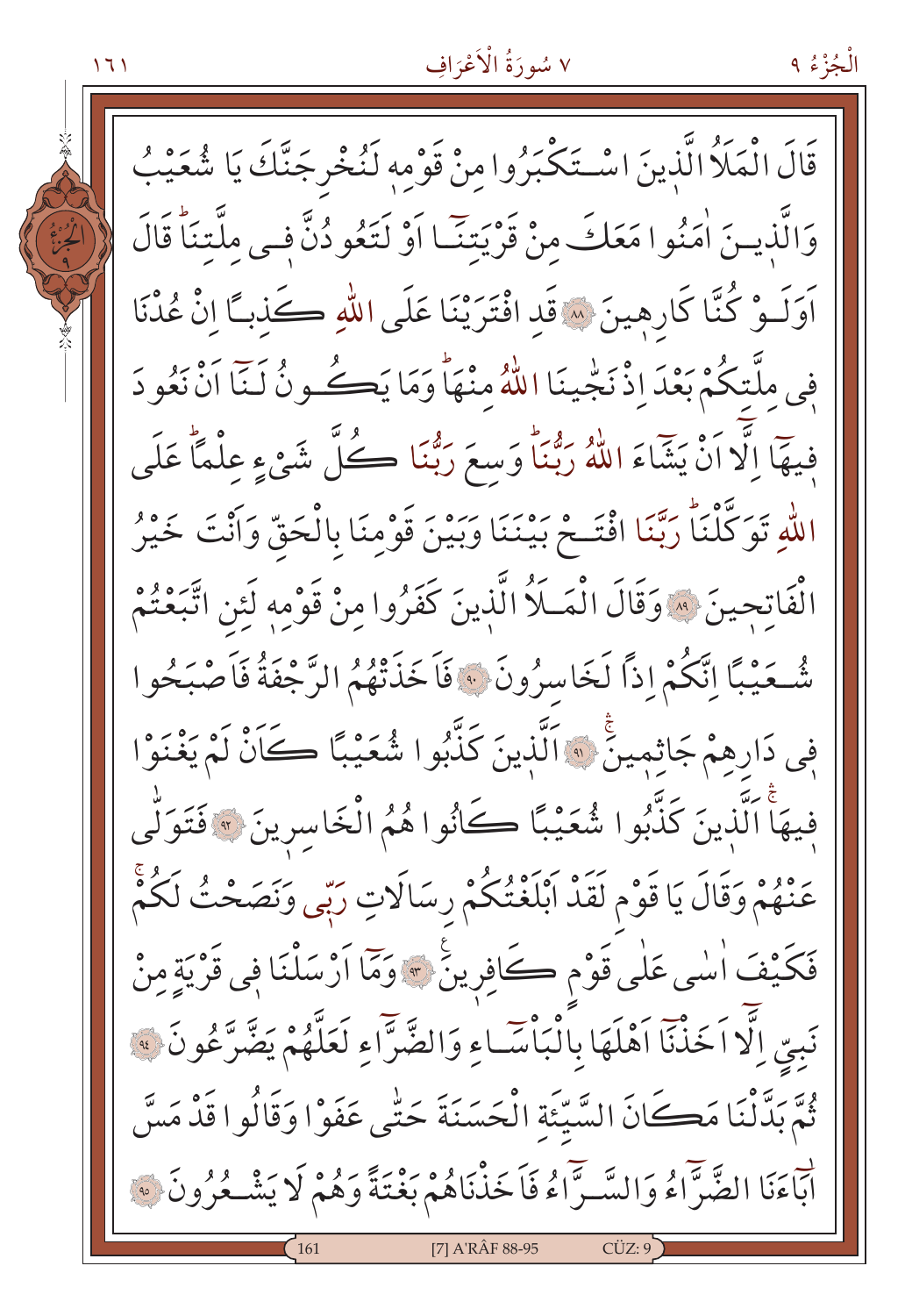قَالَ الْمَلَأُ الَّذِينَ اسْتَكْبَرُوا مِنْ قَوْمِهِ لَنُخْرِجَنَّكَ يَا شُعَيْبُ وَالَّذِينَ اٰمَنُوا مَعَكَ مِنْ قَرْيَتِنَا اَوْ لَتَعُودُنَّ فِي مِلَّتِنَاۜ قَالَ اَوَلَوْ كُنَّا كَارِهِينَ ﴿٨٨﴾ قَدِ افْتَرَيْنَا عَلَى اللّٰهِ كَذِبًا اِنْ عُدْنَا فِي مِلَّتِكُمْ بَعْدَ اِذْ نَجّٰينَا اللّٰهُ مِنْهَاۜ وَمَا يَكُونُ لَنَا اَنْ نَعُودَ فِيهَا اِلَّا اَنْ يَشَاءَ اللّٰهُ رَبُّنَاۜ وَسِعَ رَبُّنَا كُلَّ شَيْءٍ عِلْمًاۜ عَلَى اللّٰهِ تَوَكَّلْنَاۜ رَبَّنَا افْتَحْ بَيْنَنَا وَبَيْنَ قَوْمِنَا بِالْحَقِّ وَاَنْتَ خَيْرُ الْفَاتِحِينَ ﴿٨٩﴾ وَقَالَ الْمَلَأُ الَّذِينَ كَفَرُوا مِنْ قَوْمِهِ لَئِنِ اتَّبَعْتُمْ شُعَيْبًا اِنَّكُمْ اِذًا لَخَاسِرُونَ ﴿٩٠﴾ فَاَخَذَتْهُمُ الرَّجْفَةُ فَاَصْبَحُوا فِي دَارِهِمْ جَاثِمِينَۚ ﴿٩١﴾ اَلَّذِينَ كَذَّبُوا شُعَيْبًا كَاَنْ لَمْ يَغْنَوْا فِيهَاۚ اَلَّذِينَ كَذَّبُوا شُعَيْبًا كَانُوا هُمُ الْخَاسِرِينَ ﴿٩٢﴾ فَتَوَلّٰى عَنْهُمْ وَقَالَ يَا قَوْمِ لَقَدْ اَبْلَغْتُكُمْ رِسَالَاتِ رَبِّي وَنَصَحْتُ لَكُمْۚ فَكَيْفَ اٰسٰى عَلٰى قَوْمٍ كَافِرِينَ ﴿٩٣﴾ وَمَا اَرْسَلْنَا فِي قَرْيَةٍ مِنْ نَبِيٍّ اِلَّا اَخَذْنَا اَهْلَهَا بِالْبَاْسَاءِ وَالضَّرَّاءِ لَعَلَّهُمْ يَضَّرَّعُونَ ﴿٩٤﴾ ثُمَّ بَدَّلْنَا مَكَانَ السَّيِّئَةِ الْحَسَنَةَ حَتّٰى عَفَوْا وَقَالُوا قَدْ مَسَّ اٰبَاءَنَا الضَّرَّاءُ وَالسَّرَّاءُ فَاَخَذْنَاهُمْ بَغْتَةً وَهُمْ لَا يَشْعُرُونَ ﴿٩٥﴾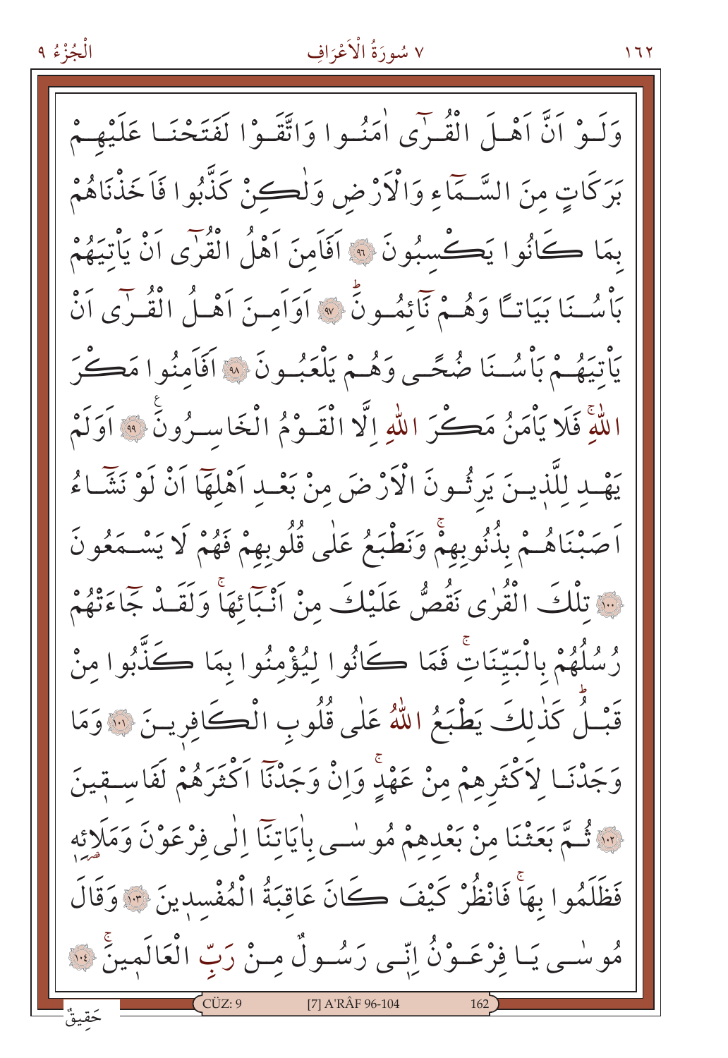وَلَوْ اَنَّ اَهْلَ الْقُرٰٓى اٰمَنُوا وَاتَّقَوْا لَفَتَحْنَا عَلَيْهِمْ بَرَكَاتٍ مِنَ السَّمَٓاءِ وَالْاَرْضِ وَلٰكِنْ كَذَّبُوا فَاَخَذْنَاهُمْ بِمَا كَانُوا يَكْسِبُونَ ﴿٩٦﴾ اَفَاَمِنَ اَهْلُ الْقُرٰٓى اَنْ يَاْتِيَهُمْ بَاْسُنَا بَيَاتًا وَهُمْ نَٓائِمُونَؕ ﴿٩٧﴾ اَوَاَمِنَ اَهْلُ الْقُرٰٓى اَنْ يَاْتِيَهُمْ بَاْسُنَا ضُحًى وَهُمْ يَلْعَبُونَ ﴿٩٨﴾ اَفَاَمِنُوا مَكْرَ اللّٰهِۚ فَلَا يَاْمَنُ مَكْرَ اللّٰهِ اِلَّا الْقَوْمُ الْخَاسِرُونَ ﴿٩٩﴾ اَوَلَمْ يَهْدِ لِلَّذ۪ينَ يَرِثُونَ الْاَرْضَ مِنْ بَعْدِ اَهْلِهَٓا اَنْ لَوْ نَشَٓاءُ اَصَبْنَاهُمْ بِذُنُوبِهِمْۚ وَنَطْبَعُ عَلٰى قُلُوبِهِمْ فَهُمْ لَا يَسْمَعُونَ ﴿١٠٠﴾ تِلْكَ الْقُرٰى نَقُصُّ عَلَيْكَ مِنْ اَنْبَٓائِهَاۚ وَلَقَدْ جَٓاءَتْهُمْ رُسُلُهُمْ بِالْبَيِّنَاتِۚ فَمَا كَانُوا لِيُؤْمِنُوا بِمَا كَذَّبُوا مِنْ قَبْلُؕ كَذٰلِكَ يَطْبَعُ اللّٰهُ عَلٰى قُلُوبِ الْكَافِر۪ينَ ﴿١٠١﴾ وَمَا وَجَدْنَا لِاَكْثَرِهِمْ مِنْ عَهْدٍۚ وَاِنْ وَجَدْنَٓا اَكْثَرَهُمْ لَفَاسِق۪ينَ ﴿١٠٢﴾ ثُمَّ بَعَثْنَا مِنْ بَعْدِهِمْ مُوسٰى بِاٰيَاتِنَٓا اِلٰى فِرْعَوْنَ وَمَلَا۬ئِه۪ فَظَلَمُوا بِهَاۚ فَانْظُرْ كَيْفَ كَانَ عَاقِبَةُ الْمُفْسِد۪ينَ ﴿١٠٣﴾ وَقَالَ مُوسٰى يَا فِرْعَوْنُ اِنّ۪ي رَسُولٌ مِنْ رَبِّ الْعَالَم۪ينَۙ ﴿١٠٤﴾

حَق۪يقٌ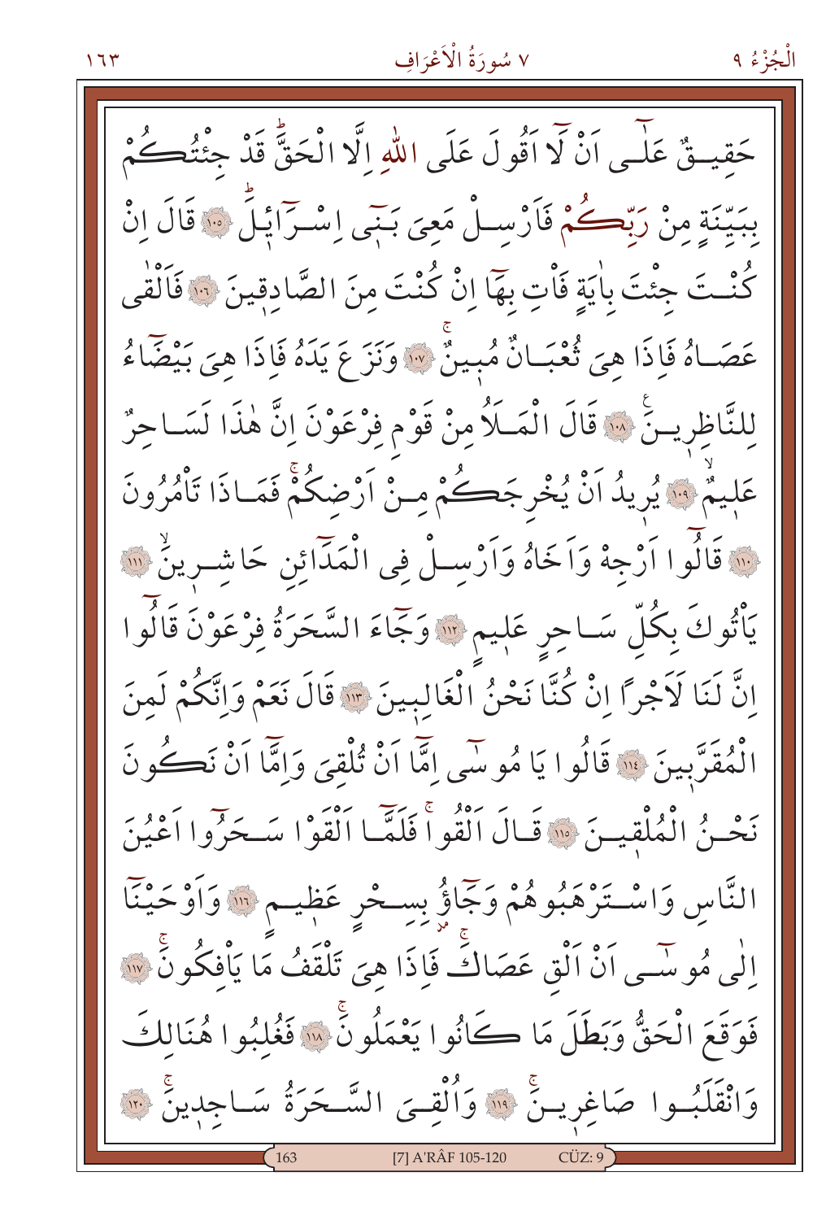حَقِيقٌ عَلٰٓى اَنْ لَٓا اَقُولَ عَلَى اللّٰهِ اِلَّا الْحَقَّۜ قَدْ جِئْتُكُمْ بِبَيِّنَةٍ مِنْ رَبِّكُمْ فَاَرْسِلْ مَعِيَ بَنٓي اِسْرَٓائِيلَۜ ﴿١٠٥﴾ قَالَ اِنْ كُنْتَ جِئْتَ بِاٰيَةٍ فَاْتِ بِهَٓا اِنْ كُنْتَ مِنَ الصَّادِقِينَ ﴿١٠٦﴾ فَاَلْقٰى عَصَاهُ فَاِذَا هِيَ ثُعْبَانٌ مُبِينٌۚ ﴿١٠٧﴾ وَنَزَعَ يَدَهُ فَاِذَا هِيَ بَيْضَٓاءُ لِلنَّاظِرِينَ۟ ﴿١٠٨﴾ قَالَ الْمَلَاُ مِنْ قَوْمِ فِرْعَوْنَ اِنَّ هٰذَا لَسَاحِرٌ عَلِيمٌۙ ﴿١٠٩﴾ يُرِيدُ اَنْ يُخْرِجَكُمْ مِنْ اَرْضِكُمْۚ فَمَاذَا تَاْمُرُونَ ﴿١١٠﴾ قَالُٓوا اَرْجِهْ وَاَخَاهُ وَاَرْسِلْ فِي الْمَدَٓائِنِ حَاشِرِينَۙ ﴿١١١﴾ يَاْتُوكَ بِكُلِّ سَاحِرٍ عَلِيمٍ ﴿١١٢﴾ وَجَٓاءَ السَّحَرَةُ فِرْعَوْنَ قَالُٓوا اِنَّ لَنَا لَاَجْرًا اِنْ كُنَّا نَحْنُ الْغَالِبِينَ ﴿١١٣﴾ قَالَ نَعَمْ وَاِنَّكُمْ لَمِنَ الْمُقَرَّبِينَ ﴿١١٤﴾ قَالُوا يَا مُوسٰٓى اِمَّٓا اَنْ تُلْقِيَ وَاِمَّٓا اَنْ نَكُونَ نَحْنُ الْمُلْقِينَ ﴿١١٥﴾ قَالَ اَلْقُواۚ فَلَمَّٓا اَلْقَوْا سَحَرُٓوا اَعْيُنَ النَّاسِ وَاسْتَرْهَبُوهُمْ وَجَٓاؤُ بِسِحْرٍ عَظِيمٍ ﴿١١٦﴾ وَاَوْحَيْنَٓا اِلٰى مُوسٰٓى اَنْ اَلْقِ عَصَاكَۚ فَاِذَا هِيَ تَلْقَفُ مَا يَاْفِكُونَۚ ﴿١١٧﴾ فَوَقَعَ الْحَقُّ وَبَطَلَ مَا كَانُوا يَعْمَلُونَۚ ﴿١١٨﴾ فَغُلِبُوا هُنَالِكَ وَانْقَلَبُوا صَاغِرِينَۚ ﴿١١٩﴾ وَاُلْقِيَ السَّحَرَةُ سَاجِدِينَۚ ﴿١٢٠﴾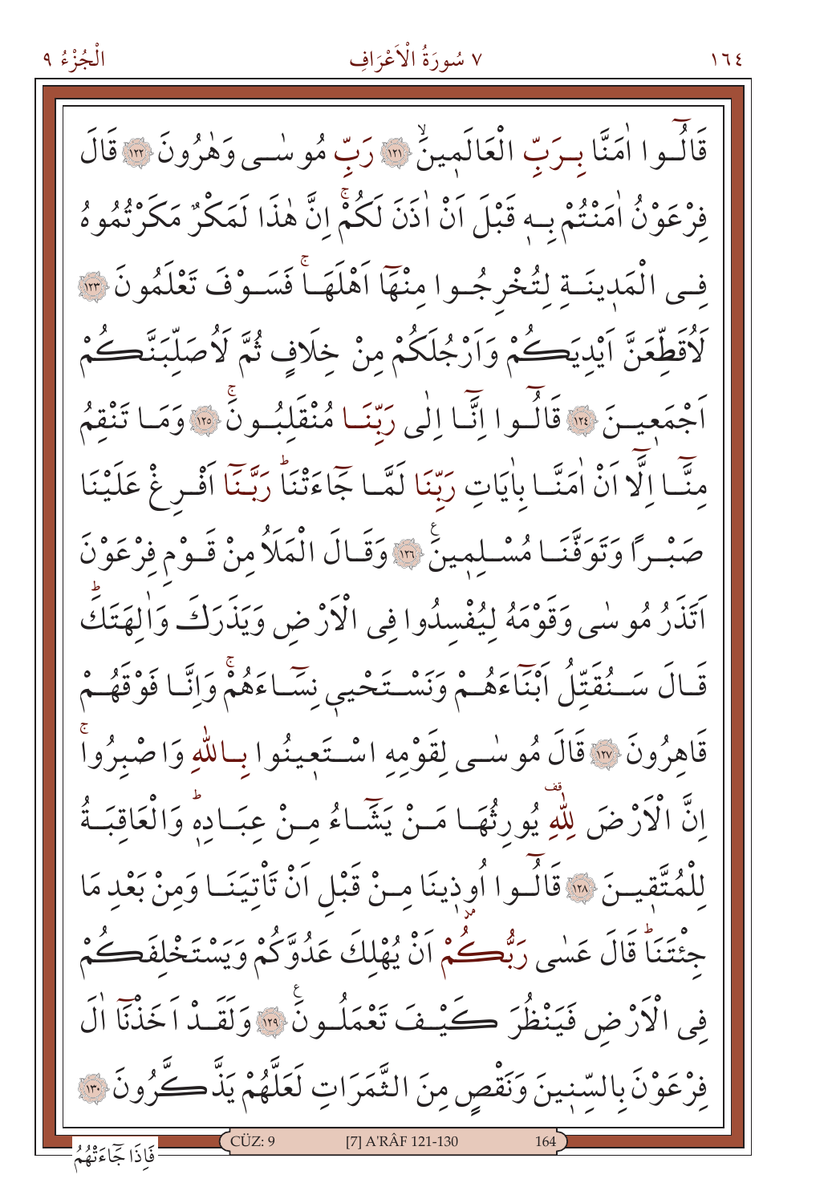قَالُوا اٰمَنَّا بِرَبِّ الْعَالَمِينَۙ ﴿١٢١﴾ رَبِّ مُوسٰى وَهٰرُونَ ﴿١٢٢﴾ قَالَ فِرْعَوْنُ اٰمَنْتُمْ بِهٖ قَبْلَ اَنْ اٰذَنَ لَكُمْۚ اِنَّ هٰذَا لَمَكْرٌ مَكَرْتُمُوهُ فِي الْمَدِينَةِ لِتُخْرِجُوا مِنْهَا اَهْلَهَاۚ فَسَوْفَ تَعْلَمُونَ ﴿١٢٣﴾ لَاُقَطِّعَنَّ اَيْدِيَكُمْ وَاَرْجُلَكُمْ مِنْ خِلَافٍ ثُمَّ لَاُصَلِّبَنَّكُمْ اَجْمَعِينَ ﴿١٢٤﴾ قَالُوا اِنَّا اِلٰى رَبِّنَا مُنْقَلِبُونَۚ ﴿١٢٥﴾ وَمَا تَنْقِمُ مِنَّا اِلَّا اَنْ اٰمَنَّا بِاٰيَاتِ رَبِّنَا لَمَّا جَاءَتْنَاۜ رَبَّنَا اَفْرِغْ عَلَيْنَا صَبْرًا وَتَوَفَّنَا مُسْلِمِينَ ﴿١٢٦﴾ وَقَالَ الْمَلَاُ مِنْ قَوْمِ فِرْعَوْنَ اَتَذَرُ مُوسٰى وَقَوْمَهُ لِيُفْسِدُوا فِي الْاَرْضِ وَيَذَرَكَ وَاٰلِهَتَكَۜ قَالَ سَنُقَتِّلُ اَبْنَاءَهُمْ وَنَسْتَحْيٖ نِسَاءَهُمْۚ وَاِنَّا فَوْقَهُمْ قَاهِرُونَ ﴿١٢٧﴾ قَالَ مُوسٰى لِقَوْمِهِ اسْتَعِينُوا بِاللّٰهِ وَاصْبِرُواۚ اِنَّ الْاَرْضَ لِلّٰهِ يُورِثُهَا مَنْ يَشَاءُ مِنْ عِبَادِهٖۜ وَالْعَاقِبَةُ لِلْمُتَّقِينَ ﴿١٢٨﴾ قَالُوا اُوذِينَا مِنْ قَبْلِ اَنْ تَاْتِيَنَا وَمِنْ بَعْدِ مَا جِئْتَنَاۜ قَالَ عَسٰى رَبُّكُمْ اَنْ يُهْلِكَ عَدُوَّكُمْ وَيَسْتَخْلِفَكُمْ فِي الْاَرْضِ فَيَنْظُرَ كَيْفَ تَعْمَلُونَ ﴿١٢٩﴾ وَلَقَدْ اَخَذْنَا اٰلَ فِرْعَوْنَ بِالسِّنِينَ وَنَقْصٍ مِنَ الثَّمَرَاتِ لَعَلَّهُمْ يَذَّكَّرُونَ ﴿١٣٠﴾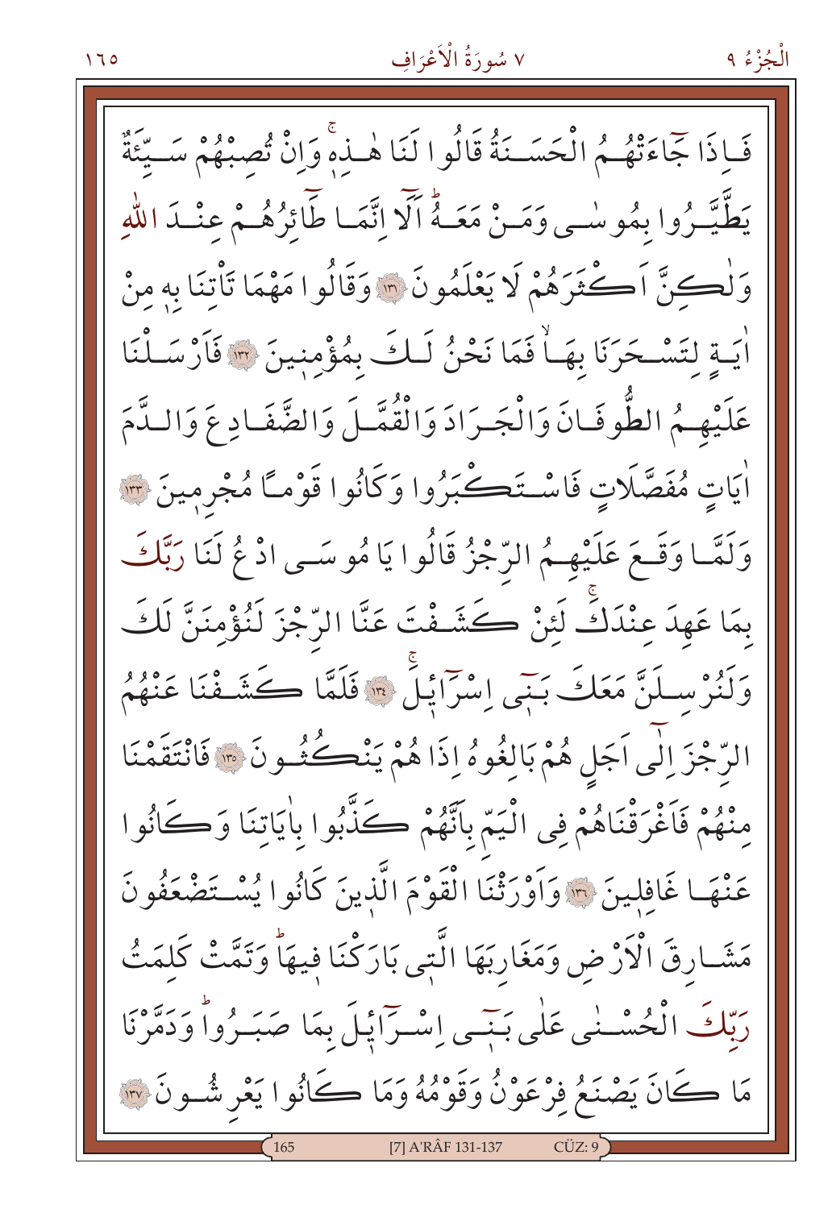فَاِذَا جَٓاءَتْهُمُ الْحَسَنَةُ قَالُوا لَنَا هٰذِهٖۚ وَاِنْ تُصِبْهُمْ سَيِّئَةٌ يَطَّيَّرُوا بِمُوسٰى وَمَنْ مَعَهُۜ اَلَٓا اِنَّمَا طَٓائِرُهُمْ عِنْدَ اللّٰهِ وَلٰكِنَّ اَكْثَرَهُمْ لَا يَعْلَمُونَ ﴿١٣١﴾ وَقَالُوا مَهْمَا تَأْتِنَا بِهٖ مِنْ اٰيَةٍ لِتَسْحَرَنَا بِهَاۙ فَمَا نَحْنُ لَكَ بِمُؤْمِنِينَ ﴿١٣٢﴾ فَاَرْسَلْنَا عَلَيْهِمُ الطُّوفَانَ وَالْجَرَادَ وَالْقُمَّلَ وَالضَّفَادِعَ وَالدَّمَ اٰيَاتٍ مُفَصَّلَاتٍ فَاسْتَكْبَرُوا وَكَانُوا قَوْمًا مُجْرِمِينَ ﴿١٣٣﴾ وَلَمَّا وَقَعَ عَلَيْهِمُ الرِّجْزُ قَالُوا يَا مُوسَى ادْعُ لَنَا رَبَّكَ بِمَا عَهِدَ عِنْدَكَۚ لَئِنْ كَشَفْتَ عَنَّا الرِّجْزَ لَنُؤْمِنَنَّ لَكَ وَلَنُرْسِلَنَّ مَعَكَ بَنٖٓى اِسْرَٓائِلَۚ ﴿١٣٤﴾ فَلَمَّا كَشَفْنَا عَنْهُمُ الرِّجْزَ اِلٰٓى اَجَلٍ هُمْ بَالِغُوهُ اِذَا هُمْ يَنْكُثُونَ ﴿١٣٥﴾ فَانْتَقَمْنَا مِنْهُمْ فَاَغْرَقْنَاهُمْ فِى الْيَمِّ بِاَنَّهُمْ كَذَّبُوا بِاٰيَاتِنَا وَكَانُوا عَنْهَا غَافِلِينَ ﴿١٣٦﴾ وَاَوْرَثْنَا الْقَوْمَ الَّذِينَ كَانُوا يُسْتَضْعَفُونَ مَشَارِقَ الْاَرْضِ وَمَغَارِبَهَا الَّتٖى بَارَكْنَا فٖيهَاۜ وَتَمَّتْ كَلِمَتُ رَبِّكَ الْحُسْنٰى عَلٰى بَنٖٓى اِسْرَٓائِلَ بِمَا صَبَرُواۜ وَدَمَّرْنَا مَا كَانَ يَصْنَعُ فِرْعَوْنُ وَقَوْمُهُ وَمَا كَانُوا يَعْرِشُونَ ﴿١٣٧﴾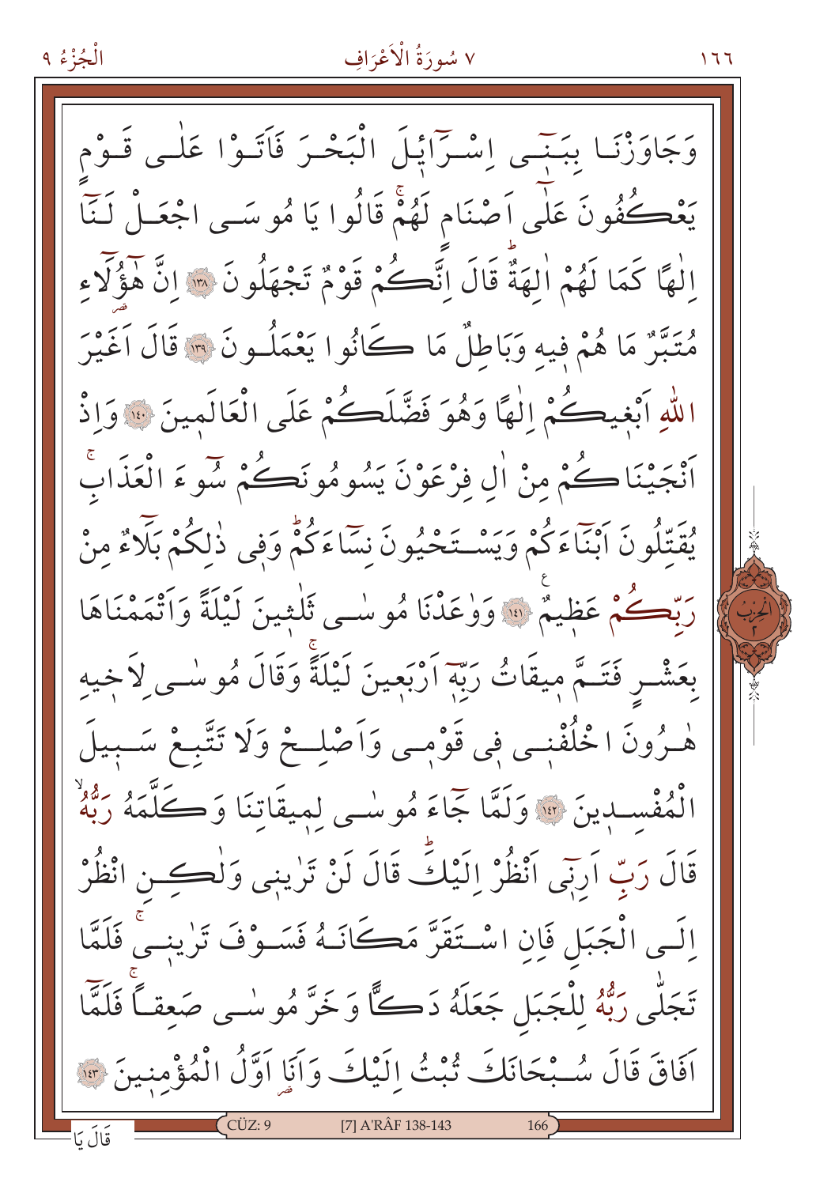وَجَاوَزْنَا بِبَنٓى اِسْرٰٓائِلَ الْبَحْرَ فَاَتَوْا عَلٰى قَوْمٍ يَعْكُفُونَ عَلٰٓى اَصْنَامٍ لَهُمْۚ قَالُوا يَا مُوسَى اجْعَلْ لَنَٓا اِلٰهًا كَمَا لَهُمْ اٰلِهَةٌۜ قَالَ اِنَّكُمْ قَوْمٌ تَجْهَلُونَ ﴿١٣٨﴾ اِنَّ هٰٓؤُلَٓاءِ مُتَبَّرٌ مَا هُمْ فِيهِ وَبَاطِلٌ مَا كَانُوا يَعْمَلُونَ ﴿١٣٩﴾ قَالَ اَغَيْرَ اللّٰهِ اَبْغِيكُمْ اِلٰهًا وَهُوَ فَضَّلَكُمْ عَلَى الْعَالَمِينَ ﴿١٤٠﴾ وَاِذْ اَنْجَيْنَاكُمْ مِنْ اٰلِ فِرْعَوْنَ يَسُومُونَكُمْ سُٓوءَ الْعَذَابِۚ يُقَتِّلُونَ اَبْنَٓاءَكُمْ وَيَسْتَحْيُونَ نِسَٓاءَكُمْۜ وَفِى ذٰلِكُمْ بَلَٓاءٌ مِنْ رَبِّكُمْ عَظِيمٌ ﴿١٤١﴾ وَوٰعَدْنَا مُوسٰى ثَلٰثِينَ لَيْلَةً وَاَتْمَمْنَاهَا بِعَشْرٍ فَتَمَّ مِيقَاتُ رَبِّهٓ اَرْبَعِينَ لَيْلَةًۚ وَقَالَ مُوسٰى لِاَخِيهِ هٰرُونَ اخْلُفْنِى فِى قَوْمِى وَاَصْلِحْ وَلَا تَتَّبِعْ سَبِيلَ الْمُفْسِدِينَ ﴿١٤٢﴾ وَلَمَّا جَٓاءَ مُوسٰى لِمِيقَاتِنَا وَكَلَّمَهُ رَبُّهُۙ قَالَ رَبِّ اَرِنٓى اَنْظُرْ اِلَيْكَۜ قَالَ لَنْ تَرٰينِى وَلٰكِنِ انْظُرْ اِلَى الْجَبَلِ فَاِنِ اسْتَقَرَّ مَكَانَهُ فَسَوْفَ تَرٰينِىۚ فَلَمَّا تَجَلّٰى رَبُّهُ لِلْجَبَلِ جَعَلَهُ دَكًّا وَخَرَّ مُوسٰى صَعِقًاۚ فَلَمَّٓا اَفَاقَ قَالَ سُبْحَانَكَ تُبْتُ اِلَيْكَ وَاَنَا اَوَّلُ الْمُؤْمِنِينَ ﴿١٤٣﴾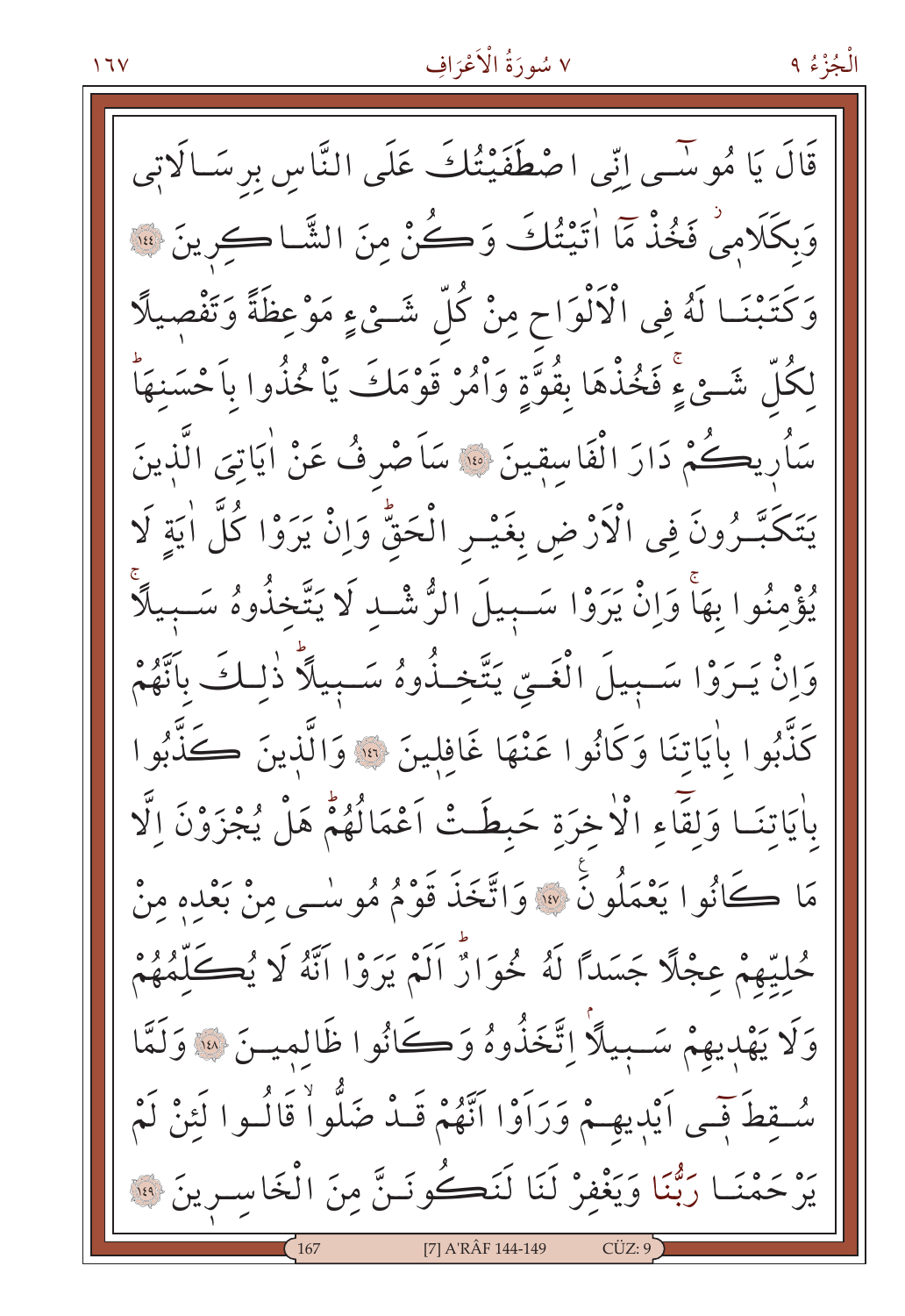قَالَ يَا مُوسٰٓى اِنّ۪ي اصْطَفَيْتُكَ عَلَى النَّاسِ بِرِسَالَاتِ۪ي وَبِكَلَامِ۪ي فَخُذْ مَٓا اٰتَيْتُكَ وَكُنْ مِنَ الشَّاكِر۪ينَ ﴿١٤٤﴾ وَكَتَبْنَا لَهُ فِي الْاَلْوَاحِ مِنْ كُلِّ شَيْءٍ مَوْعِظَةً وَتَفْص۪يلًا لِكُلِّ شَيْءٍۚ فَخُذْهَا بِقُوَّةٍ وَاْمُرْ قَوْمَكَ يَاْخُذُوا بِاَحْسَنِهَاۜ سَاُر۪يكُمْ دَارَ الْفَاسِق۪ينَ ﴿١٤٥﴾ سَاَصْرِفُ عَنْ اٰيَاتِيَ الَّذ۪ينَ يَتَكَبَّرُونَ فِي الْاَرْضِ بِغَيْرِ الْحَقِّۜ وَاِنْ يَرَوْا كُلَّ اٰيَةٍ لَا يُؤْمِنُوا بِهَاۚ وَاِنْ يَرَوْا سَب۪يلَ الرُّشْدِ لَا يَتَّخِذُوهُ سَب۪يلًاۚ وَاِنْ يَرَوْا سَب۪يلَ الْغَيِّ يَتَّخِذُوهُ سَب۪يلًاۜ ذٰلِكَ بِاَنَّهُمْ كَذَّبُوا بِاٰيَاتِنَا وَكَانُوا عَنْهَا غَافِل۪ينَ ﴿١٤٦﴾ وَالَّذ۪ينَ كَذَّبُوا بِاٰيَاتِنَا وَلِقَٓاءِ الْاٰخِرَةِ حَبِطَتْ اَعْمَالُهُمْۜ هَلْ يُجْزَوْنَ اِلَّا مَا كَانُوا يَعْمَلُونَۜ ﴿١٤٧﴾ وَاتَّخَذَ قَوْمُ مُوسٰى مِنْ بَعْدِه۪ مِنْ حُلِيِّهِمْ عِجْلًا جَسَدًا لَهُ خُوَارٌۜ اَلَمْ يَرَوْا اَنَّهُ لَا يُكَلِّمُهُمْ وَلَا يَهْد۪يهِمْ سَب۪يلًاۢ اِتَّخَذُوهُ وَكَانُوا ظَالِم۪ينَ ﴿١٤٨﴾ وَلَمَّا سُقِطَ ف۪ٓي اَيْد۪يهِمْ وَرَاَوْا اَنَّهُمْ قَدْ ضَلُّواۙ قَالُوا لَئِنْ لَمْ يَرْحَمْنَا رَبُّنَا وَيَغْفِرْ لَنَا لَنَكُونَنَّ مِنَ الْخَاسِر۪ينَ ﴿١٤٩﴾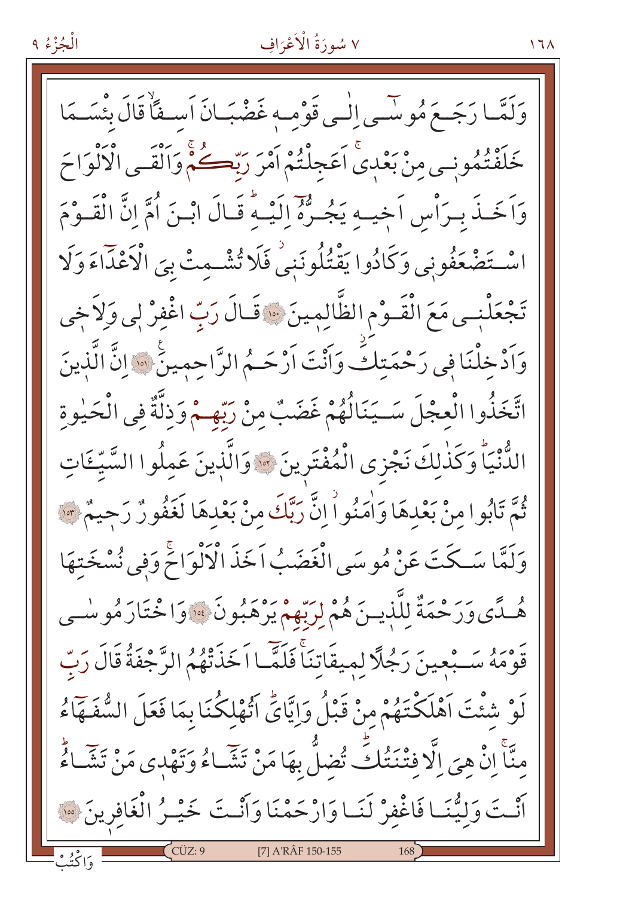وَلَمَّا رَجَعَ مُوسٰٓى اِلٰى قَوْمِه۪ غَضْبَانَ اَسِفًاۙ قَالَ بِئْسَمَا خَلَفْتُمُون۪ي مِنْ بَعْد۪يۚ اَعَجِلْتُمْ اَمْرَ رَبِّكُمْۚ وَاَلْقَى الْاَلْوَاحَ وَاَخَذَ بِرَأْسِ اَخ۪يهِ يَجُرُّهُٓ اِلَيْهِۜ قَالَ ابْنَ اُمَّ اِنَّ الْقَوْمَ اسْتَضْعَفُون۪ي وَكَادُوا يَقْتُلُونَن۪يۘ فَلَا تُشْمِتْ بِيَ الْاَعْدَٓاءَ وَلَا تَجْعَلْن۪ي مَعَ الْقَوْمِ الظَّالِم۪ينَ ﴿١٥٠﴾ قَالَ رَبِّ اغْفِرْ ل۪ي وَلِاَخ۪ي وَاَدْخِلْنَا ف۪ي رَحْمَتِكَۘ وَاَنْتَ اَرْحَمُ الرَّاحِم۪ينَ ﴿١٥١﴾ اِنَّ الَّذ۪ينَ اتَّخَذُوا الْعِجْلَ سَيَنَالُهُمْ غَضَبٌ مِنْ رَبِّهِمْ وَذِلَّةٌ فِي الْحَيٰوةِ الدُّنْيَاۜ وَكَذٰلِكَ نَجْزِي الْمُفْتَر۪ينَ ﴿١٥٢﴾ وَالَّذ۪ينَ عَمِلُوا السَّيِّـَٔاتِ ثُمَّ تَابُوا مِنْ بَعْدِهَا وَاٰمَنُواۘ اِنَّ رَبَّكَ مِنْ بَعْدِهَا لَغَفُورٌ رَح۪يمٌ ﴿١٥٣﴾ وَلَمَّا سَكَتَ عَنْ مُوسَى الْغَضَبُ اَخَذَ الْاَلْوَاحَۚ وَف۪ي نُسْخَتِهَا هُدًى وَرَحْمَةٌ لِلَّذ۪ينَ هُمْ لِرَبِّهِمْ يَرْهَبُونَ ﴿١٥٤﴾ وَاخْتَارَ مُوسٰى قَوْمَهُ سَبْع۪ينَ رَجُلًا لِم۪يقَاتِنَاۚ فَلَمَّٓا اَخَذَتْهُمُ الرَّجْفَةُ قَالَ رَبِّ لَوْ شِئْتَ اَهْلَكْتَهُمْ مِنْ قَبْلُ وَاِيَّايَۜ اَتُهْلِكُنَا بِمَا فَعَلَ السُّفَهَٓاءُ مِنَّاۚ اِنْ هِيَ اِلَّا فِتْنَتُكَۜ تُضِلُّ بِهَا مَنْ تَشَٓاءُ وَتَهْد۪ي مَنْ تَشَٓاءُۜ اَنْتَ وَلِيُّنَا فَاغْفِرْ لَنَا وَارْحَمْنَا وَاَنْتَ خَيْرُ الْغَافِر۪ينَ ﴿١٥٥﴾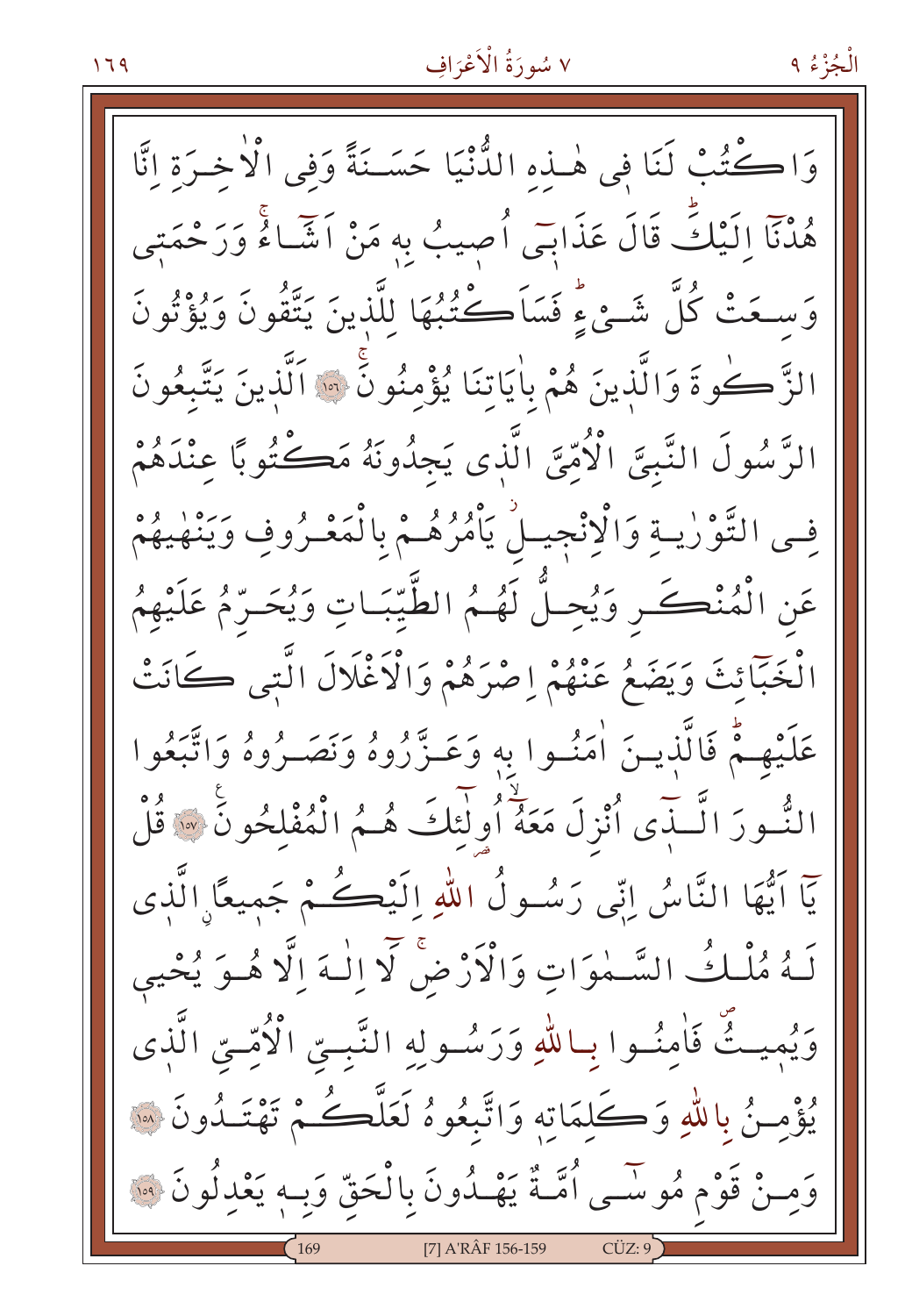وَاكْتُبْ لَنَا فِى هٰذِهِ الدُّنْيَا حَسَنَةً وَفِى الْاٰخِرَةِ اِنَّا هُدْنَٓا اِلَيْكَۜ قَالَ عَذَابٖٓى اُصٖيبُ بِهٖ مَنْ اَشَٓاءُۚ وَرَحْمَتٖى وَسِعَتْ كُلَّ شَيْءٍۜ فَسَاَكْتُبُهَا لِلَّذٖينَ يَتَّقُونَ وَيُؤْتُونَ الزَّكٰوةَ وَالَّذٖينَ هُمْ بِاٰيَاتِنَا يُؤْمِنُونَۚ ﴿١٥٦﴾ اَلَّذٖينَ يَتَّبِعُونَ الرَّسُولَ النَّبِيَّ الْاُمِّيَّ الَّذٖى يَجِدُونَهُ مَكْتُوبًا عِنْدَهُمْ فِى التَّوْرٰيةِ وَالْاِنْجٖيلِۘ يَاْمُرُهُمْ بِالْمَعْرُوفِ وَيَنْهٰيهُمْ عَنِ الْمُنْكَرِ وَيُحِلُّ لَهُمُ الطَّيِّبَاتِ وَيُحَرِّمُ عَلَيْهِمُ الْخَبَٓائِثَ وَيَضَعُ عَنْهُمْ اِصْرَهُمْ وَالْاَغْلَالَ الَّتٖى كَانَتْ عَلَيْهِمْۜ فَالَّذٖينَ اٰمَنُوا بِهٖ وَعَزَّرُوهُ وَنَصَرُوهُ وَاتَّبَعُوا النُّورَ الَّذٖٓى اُنْزِلَ مَعَهُٓۙ اُولٰٓئِكَ هُمُ الْمُفْلِحُونَۚ ﴿١٥٧﴾ قُلْ يَٓا اَيُّهَا النَّاسُ اِنّٖى رَسُولُ اللّٰهِ اِلَيْكُمْ جَمٖيعًا الَّذٖى لَهُ مُلْكُ السَّمٰوَاتِ وَالْاَرْضِۚ لَٓا اِلٰهَ اِلَّا هُوَ يُحْيٖى وَيُمٖيتُۖ فَاٰمِنُوا بِاللّٰهِ وَرَسُولِهِ النَّبِيِّ الْاُمِّيِّ الَّذٖى يُؤْمِنُ بِاللّٰهِ وَكَلِمَاتِهٖ وَاتَّبِعُوهُ لَعَلَّكُمْ تَهْتَدُونَ ﴿١٥٨﴾ وَمِنْ قَوْمِ مُوسٰٓى اُمَّةٌ يَهْدُونَ بِالْحَقِّ وَبِهٖ يَعْدِلُونَ ﴿١٥٩﴾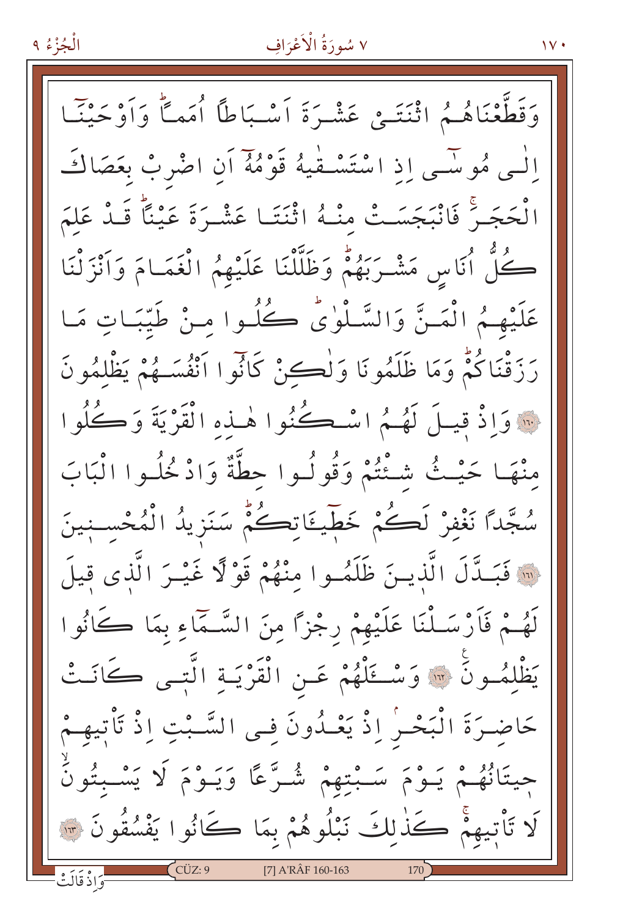وَقَطَّعْنَاهُمُ اثْنَتَيْ عَشْرَةَ اَسْبَاطاً اُمَماًۜ وَاَوْحَيْنَٓا اِلٰى مُوسٰٓى اِذِ اسْتَسْقٰيهُ قَوْمُهُٓ اَنِ اضْرِبْ بِعَصَاكَ الْحَجَرَۚ فَانْبَجَسَتْ مِنْهُ اثْنَتَا عَشْرَةَ عَيْناًۜ قَدْ عَلِمَ كُلُّ اُنَاسٍ مَشْرَبَهُمْۜ وَظَلَّلْنَا عَلَيْهِمُ الْغَمَامَ وَاَنْزَلْنَا عَلَيْهِمُ الْمَنَّ وَالسَّلْوٰىۜ كُلُوا مِنْ طَيِّبَاتِ مَا رَزَقْنَاكُمْۜ وَمَا ظَلَمُونَا وَلٰكِنْ كَانُٓوا اَنْفُسَهُمْ يَظْلِمُونَ ﴿١٦٠﴾ وَاِذْ قِيلَ لَهُمُ اسْكُنُوا هٰذِهِ الْقَرْيَةَ وَكُلُوا مِنْهَا حَيْثُ شِئْتُمْ وَقُولُوا حِطَّةٌ وَادْخُلُوا الْبَابَ سُجَّداً نَغْفِرْ لَكُمْ خَطٖيٓـَٔاتِكُمْۜ سَنَزٖيدُ الْمُحْسِنٖينَ ﴿١٦١﴾ فَبَدَّلَ الَّذٖينَ ظَلَمُوا مِنْهُمْ قَوْلاً غَيْرَ الَّذٖي قٖيلَ لَهُمْ فَاَرْسَلْنَا عَلَيْهِمْ رِجْزاً مِنَ السَّمَٓاءِ بِمَا كَانُوا يَظْلِمُونَۙ ﴿١٦٢﴾ وَسْـَٔلْهُمْ عَنِ الْقَرْيَةِ الَّتٖي كَانَتْ حَاضِرَةَ الْبَحْرِۢ اِذْ يَعْدُونَ فِي السَّبْتِ اِذْ تَأْتٖيهِمْ حٖيتَانُهُمْ يَوْمَ سَبْتِهِمْ شُرَّعاً وَيَوْمَ لَا يَسْبِتُونَۙ لَا تَأْتٖيهِمْۚ كَذٰلِكَۚ نَبْلُوهُمْ بِمَا كَانُوا يَفْسُقُونَ ﴿١٦٣﴾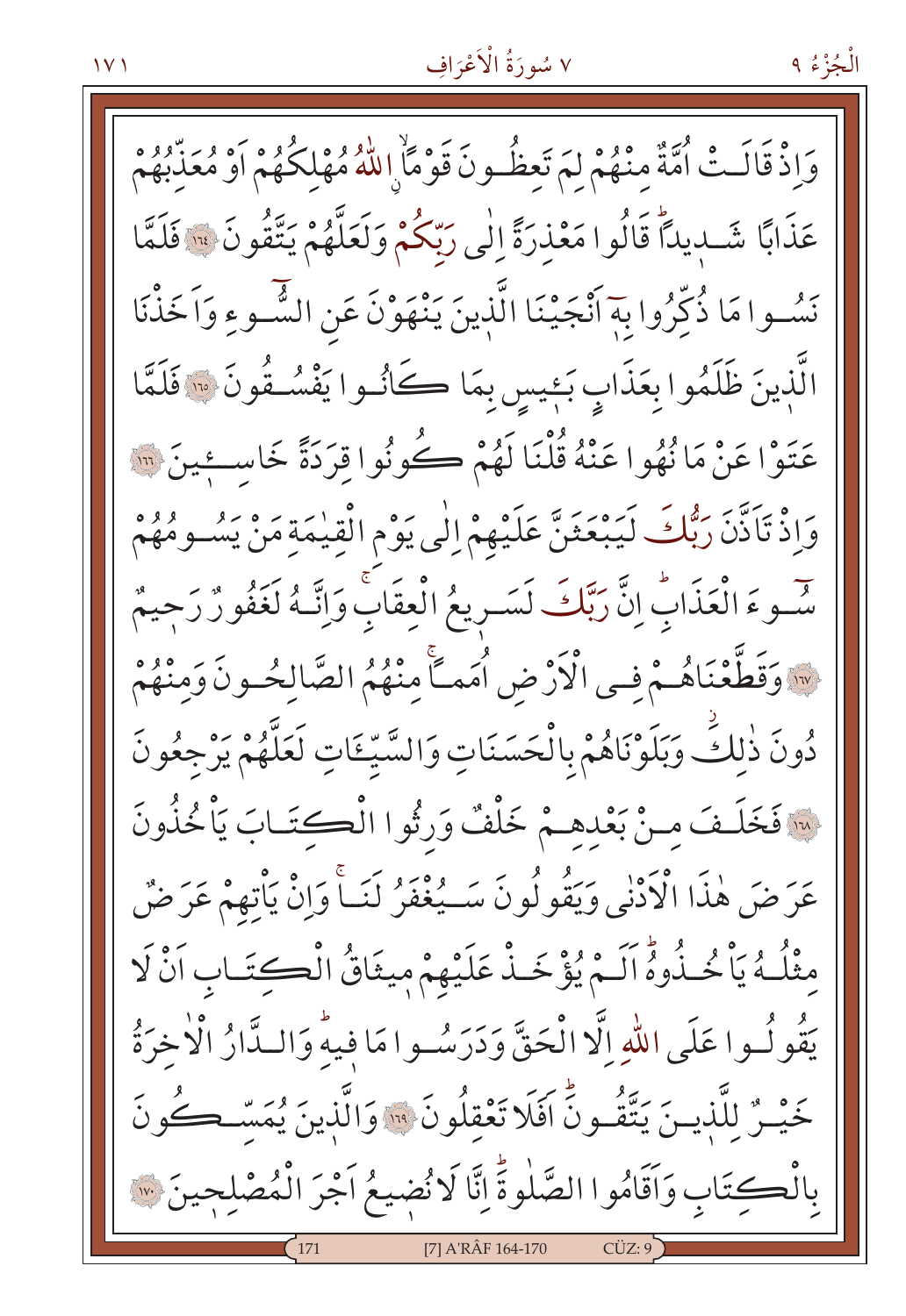وَاِذْ قَالَتْ اُمَّةٌ مِنْهُمْ لِمَ تَعِظُونَ قَوْمًاۨ اللّٰهُ مُهْلِكُهُمْ اَوْ مُعَذِّبُهُمْ عَذَابًا شَدِيدًاۜ قَالُوا مَعْذِرَةً اِلٰى رَبِّكُمْ وَلَعَلَّهُمْ يَتَّقُونَ ﴿١٦٤﴾ فَلَمَّا نَسُوا مَا ذُكِّرُوا بِهٖٓ اَنْجَيْنَا الَّذِينَ يَنْهَوْنَ عَنِ السُّٓوءِ وَاَخَذْنَا الَّذِينَ ظَلَمُوا بِعَذَابٍ بَئِيسٍ بِمَا كَانُوا يَفْسُقُونَ ﴿١٦٥﴾ فَلَمَّا عَتَوْا عَنْ مَا نُهُوا عَنْهُ قُلْنَا لَهُمْ كُونُوا قِرَدَةً خَاسِئِينَ ﴿١٦٦﴾ وَاِذْ تَاَذَّنَ رَبُّكَ لَيَبْعَثَنَّ عَلَيْهِمْ اِلٰى يَوْمِ الْقِيٰمَةِ مَنْ يَسُومُهُمْ سُٓوءَ الْعَذَابِۜ اِنَّ رَبَّكَ لَسَرِيعُ الْعِقَابِۚ وَاِنَّهُ لَغَفُورٌ رَحِيمٌ ﴿١٦٧﴾ وَقَطَّعْنَاهُمْ فِي الْاَرْضِ اُمَمًاۚ مِنْهُمُ الصَّالِحُونَ وَمِنْهُمْ دُونَ ذٰلِكَۘ وَبَلَوْنَاهُمْ بِالْحَسَنَاتِ وَالسَّيِّئَاتِ لَعَلَّهُمْ يَرْجِعُونَ ﴿١٦٨﴾ فَخَلَفَ مِنْ بَعْدِهِمْ خَلْفٌ وَرِثُوا الْكِتَابَ يَاْخُذُونَ عَرَضَ هٰذَا الْاَدْنٰى وَيَقُولُونَ سَيُغْفَرُ لَنَاۚ وَاِنْ يَاْتِهِمْ عَرَضٌ مِثْلُهُ يَاْخُذُوهُۜ اَلَمْ يُؤْخَذْ عَلَيْهِمْ مِيثَاقُ الْكِتَابِ اَنْ لَا يَقُولُوا عَلَى اللّٰهِ اِلَّا الْحَقَّ وَدَرَسُوا مَا فِيهِۜ وَالدَّارُ الْاٰخِرَةُ خَيْرٌ لِلَّذِينَ يَتَّقُونَۜ اَفَلَا تَعْقِلُونَ ﴿١٦٩﴾ وَالَّذِينَ يُمَسِّكُونَ بِالْكِتَابِ وَاَقَامُوا الصَّلٰوةَۜ اِنَّا لَا نُضِيعُ اَجْرَ الْمُصْلِحِينَ ﴿١٧٠﴾

[7] A'RÂF 164-170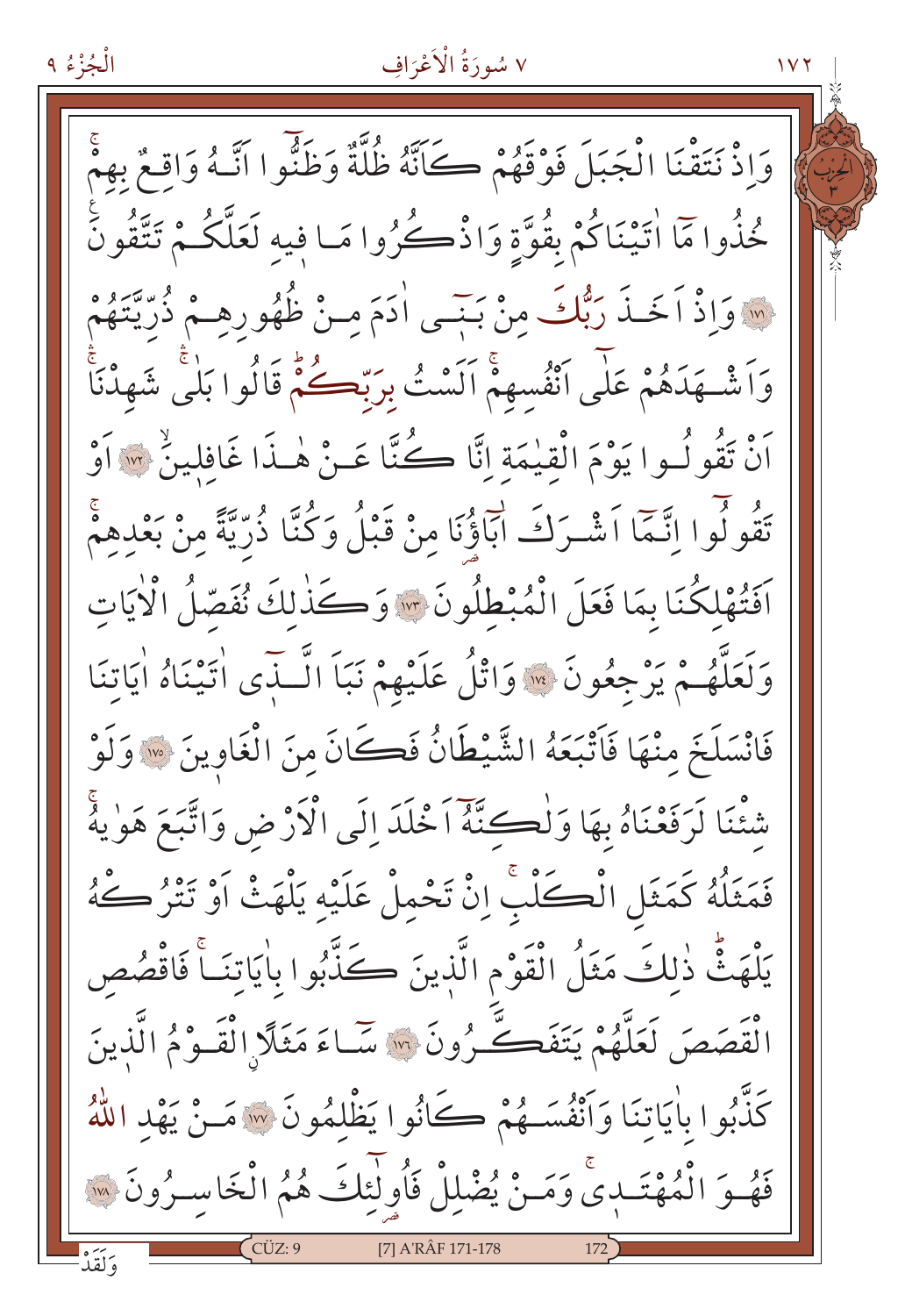وَاِذْ نَتَقْنَا الْجَبَلَ فَوْقَهُمْ كَاَنَّهُ ظُلَّةٌ وَظَنُّوا اَنَّهُ وَاقِعٌ بِهِمْۚ خُذُوا مَا اٰتَيْنَاكُمْ بِقُوَّةٍ وَاذْكُرُوا مَا فِيهِ لَعَلَّكُمْ تَتَّقُونَ ﴿١٧١﴾ وَاِذْ اَخَذَ رَبُّكَ مِنْ بَنٖى اٰدَمَ مِنْ ظُهُورِهِمْ ذُرِّيَّتَهُمْ وَاَشْهَدَهُمْ عَلٰٓى اَنْفُسِهِمْۚ اَلَسْتُ بِرَبِّكُمْۜ قَالُوا بَلٰىۚ شَهِدْنَاۚ اَنْ تَقُولُوا يَوْمَ الْقِيٰمَةِ اِنَّا كُنَّا عَنْ هٰذَا غَافِلٖينَۙ ﴿١٧٢﴾ اَوْ تَقُولُوا اِنَّمَٓا اَشْرَكَ اٰبَٓاؤُنَا مِنْ قَبْلُ وَكُنَّا ذُرِّيَّةً مِنْ بَعْدِهِمْۚ اَفَتُهْلِكُنَا بِمَا فَعَلَ الْمُبْطِلُونَ ﴿١٧٣﴾ وَكَذٰلِكَ نُفَصِّلُ الْاٰيَاتِ وَلَعَلَّهُمْ يَرْجِعُونَ ﴿١٧٤﴾ وَاتْلُ عَلَيْهِمْ نَبَاَ الَّذٖٓى اٰتَيْنَاهُ اٰيَاتِنَا فَانْسَلَخَ مِنْهَا فَاَتْبَعَهُ الشَّيْطَانُ فَكَانَ مِنَ الْغَاوٖينَ ﴿١٧٥﴾ وَلَوْ شِئْنَا لَرَفَعْنَاهُ بِهَا وَلٰكِنَّهُٓ اَخْلَدَ اِلَى الْاَرْضِ وَاتَّبَعَ هَوٰيهُۚ فَمَثَلُهُ كَمَثَلِ الْكَلْبِۚ اِنْ تَحْمِلْ عَلَيْهِ يَلْهَثْ اَوْ تَتْرُكْهُ يَلْهَثْۜ ذٰلِكَ مَثَلُ الْقَوْمِ الَّذٖينَ كَذَّبُوا بِاٰيَاتِنَاۚ فَاقْصُصِ الْقَصَصَ لَعَلَّهُمْ يَتَفَكَّرُونَ ﴿١٧٦﴾ سَٓاءَ مَثَلًاۨ الْقَوْمُ الَّذٖينَ كَذَّبُوا بِاٰيَاتِنَا وَاَنْفُسَهُمْ كَانُوا يَظْلِمُونَ ﴿١٧٧﴾ مَنْ يَهْدِ اللّٰهُ فَهُوَ الْمُهْتَدٖىۚ وَمَنْ يُضْلِلْ فَاُو۬لٰٓئِكَ هُمُ الْخَاسِرُونَ ﴿١٧٨﴾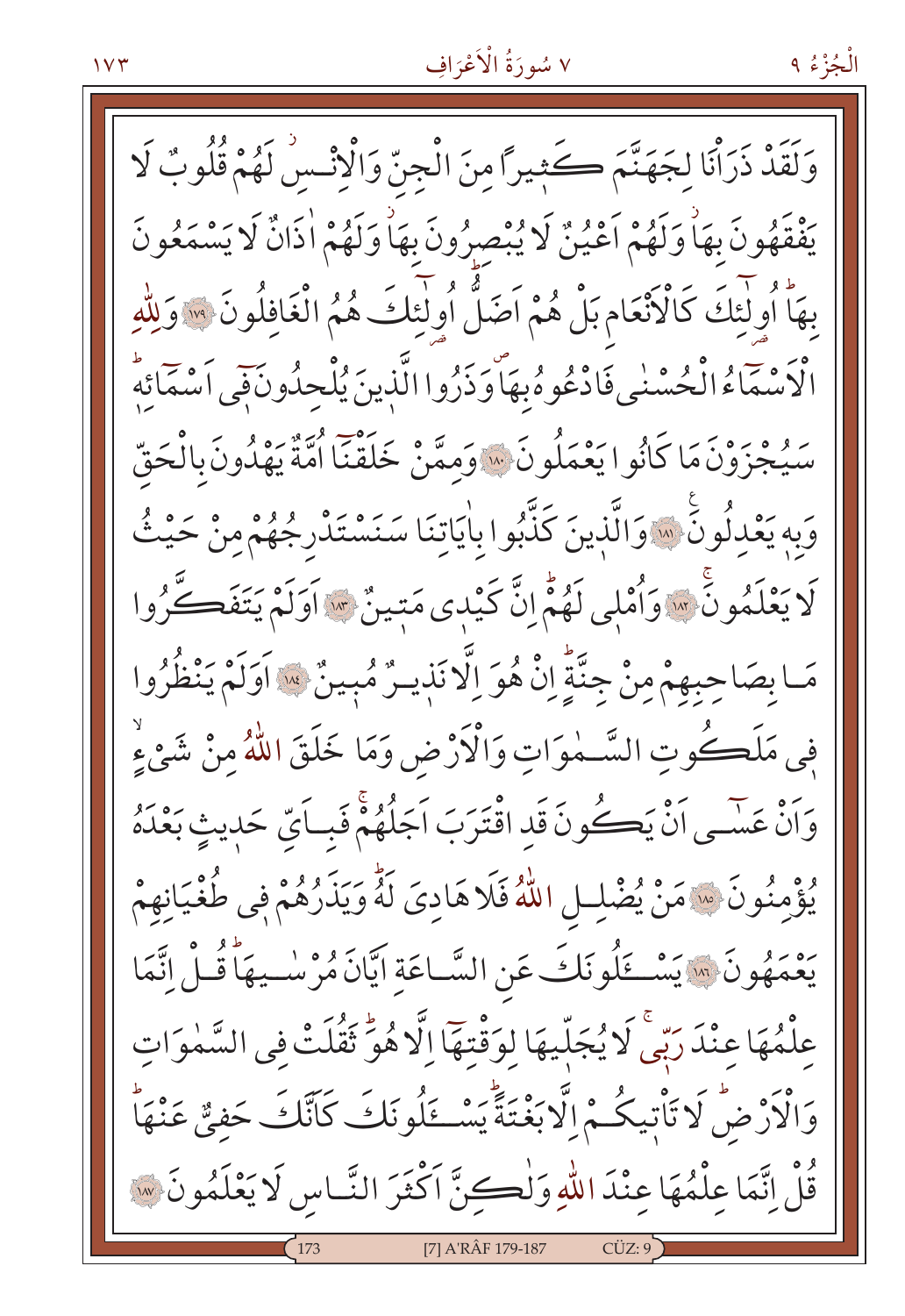وَلَقَدْ ذَرَاْنَا لِجَهَنَّمَ كَثِيراً مِنَ الْجِنِّ وَالْاِنْسِ لَهُمْ قُلُوبٌ لَا يَفْقَهُونَ بِهَا وَلَهُمْ اَعْيُنٌ لَا يُبْصِرُونَ بِهَا وَلَهُمْ اٰذَانٌ لَا يَسْمَعُونَ بِهَا اُولٰئِكَ كَالْاَنْعَامِ بَلْ هُمْ اَضَلُّ اُولٰئِكَ هُمُ الْغَافِلُونَ ﴿١٧٩﴾ وَلِلّٰهِ الْاَسْمَاءُ الْحُسْنٰى فَادْعُوهُ بِهَا وَذَرُوا الَّذِينَ يُلْحِدُونَ فٖى اَسْمَائِهٖ سَيُجْزَوْنَ مَا كَانُوا يَعْمَلُونَ ﴿١٨٠﴾ وَمِمَّنْ خَلَقْنَا اُمَّةٌ يَهْدُونَ بِالْحَقِّ وَبِهٖ يَعْدِلُونَ ﴿١٨١﴾ وَالَّذِينَ كَذَّبُوا بِاٰيَاتِنَا سَنَسْتَدْرِجُهُمْ مِنْ حَيْثُ لَا يَعْلَمُونَ ﴿١٨٢﴾ وَاُمْلٖى لَهُمْ اِنَّ كَيْدٖى مَتٖينٌ ﴿١٨٣﴾ اَوَلَمْ يَتَفَكَّرُوا مَا بِصَاحِبِهِمْ مِنْ جِنَّةٍ اِنْ هُوَ اِلَّا نَذٖيرٌ مُبٖينٌ ﴿١٨٤﴾ اَوَلَمْ يَنْظُرُوا فٖى مَلَكُوتِ السَّمٰوَاتِ وَالْاَرْضِ وَمَا خَلَقَ اللّٰهُ مِنْ شَيْءٍ وَاَنْ عَسٰى اَنْ يَكُونَ قَدِ اقْتَرَبَ اَجَلُهُمْ فَبِاَيِّ حَدٖيثٍ بَعْدَهُ يُؤْمِنُونَ ﴿١٨٥﴾ مَنْ يُضْلِلِ اللّٰهُ فَلَا هَادِيَ لَهُ وَيَذَرُهُمْ فٖى طُغْيَانِهِمْ يَعْمَهُونَ ﴿١٨٦﴾ يَسْـَٔلُونَكَ عَنِ السَّاعَةِ اَيَّانَ مُرْسٰيهَا قُلْ اِنَّمَا عِلْمُهَا عِنْدَ رَبّٖى لَا يُجَلّٖيهَا لِوَقْتِهَا اِلَّا هُوَ ثَقُلَتْ فِى السَّمٰوَاتِ وَالْاَرْضِ لَا تَاْتٖيكُمْ اِلَّا بَغْتَةً يَسْـَٔلُونَكَ كَاَنَّكَ حَفِيٌّ عَنْهَا قُلْ اِنَّمَا عِلْمُهَا عِنْدَ اللّٰهِ وَلٰكِنَّ اَكْثَرَ النَّاسِ لَا يَعْلَمُونَ ﴿١٨٧﴾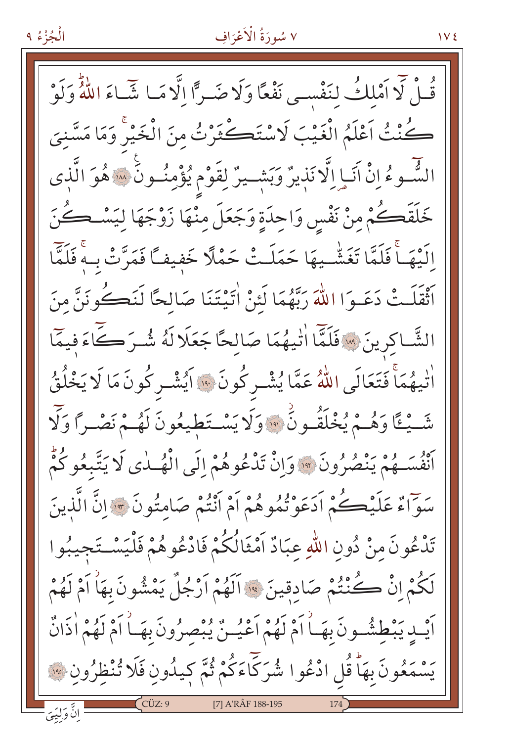قُلْ لَٓا اَمْلِكُ لِنَفْسٖى نَفْعًا وَلَا ضَرًّا اِلَّا مَا شَٓاءَ اللّٰهُۜ وَلَوْ كُنْتُ اَعْلَمُ الْغَيْبَ لَاسْتَكْثَرْتُ مِنَ الْخَيْرِۚ وَمَا مَسَّنِىَ السُّٓوءُ اِنْ اَنَا اِلَّا نَذٖيرٌ وَبَشٖيرٌ لِقَوْمٍ يُؤْمِنُونَ ﴿١٨٨﴾ هُوَ الَّذٖى خَلَقَكُمْ مِنْ نَفْسٍ وَاحِدَةٍ وَجَعَلَ مِنْهَا زَوْجَهَا لِيَسْكُنَ اِلَيْهَاۚ فَلَمَّا تَغَشّٰيهَا حَمَلَتْ حَمْلًا خَفٖيفًا فَمَرَّتْ بِهٖۚ فَلَمَّٓا اَثْقَلَتْ دَعَوَا اللّٰهَ رَبَّهُمَا لَئِنْ اٰتَيْتَنَا صَالِحًا لَنَكُونَنَّ مِنَ الشَّاكِرٖينَ ﴿١٨٩﴾ فَلَمَّٓا اٰتٰيهُمَا صَالِحًا جَعَلَا لَهُ شُرَكَٓاءَ فٖيمَٓا اٰتٰيهُمَاۚ فَتَعَالَى اللّٰهُ عَمَّا يُشْرِكُونَ ﴿١٩٠﴾ اَيُشْرِكُونَ مَا لَا يَخْلُقُ شَيْـًٔا وَهُمْ يُخْلَقُونَۘ ﴿١٩١﴾ وَلَا يَسْتَطٖيعُونَ لَهُمْ نَصْرًا وَلَٓا اَنْفُسَهُمْ يَنْصُرُونَ ﴿١٩٢﴾ وَاِنْ تَدْعُوهُمْ اِلَى الْهُدٰى لَا يَتَّبِعُوكُمْۜ سَوَٓاءٌ عَلَيْكُمْ اَدَعَوْتُمُوهُمْ اَمْ اَنْتُمْ صَامِتُونَ ﴿١٩٣﴾ اِنَّ الَّذٖينَ تَدْعُونَ مِنْ دُونِ اللّٰهِ عِبَادٌ اَمْثَالُكُمْ فَادْعُوهُمْ فَلْيَسْتَجٖيبُوا لَكُمْ اِنْ كُنْتُمْ صَادِقٖينَ ﴿١٩٤﴾ اَلَهُمْ اَرْجُلٌ يَمْشُونَ بِهَٓاۘ اَمْ لَهُمْ اَيْدٍ يَبْطِشُونَ بِهَٓاۘ اَمْ لَهُمْ اَعْيُنٌ يُبْصِرُونَ بِهَٓاۘ اَمْ لَهُمْ اٰذَانٌ يَسْمَعُونَ بِهَاۜ قُلِ ادْعُوا شُرَكَٓاءَكُمْ ثُمَّ كٖيدُونِ فَلَا تُنْظِرُونِ ﴿١٩٥﴾

اِنَّ وَلِيِّۧىَ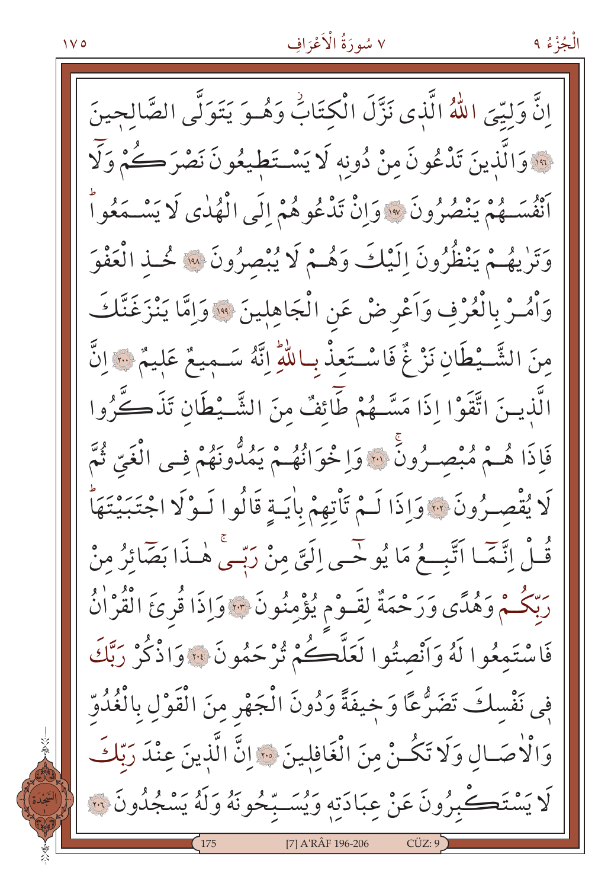اِنَّ وَلِيِّيَ اللّٰهُ الَّذٖى نَزَّلَ الْكِتَابَ وَهُوَ يَتَوَلَّى الصَّالِحٖينَ ﴿١٩٦﴾ وَالَّذٖينَ تَدْعُونَ مِنْ دُونِهٖ لَا يَسْتَطٖيعُونَ نَصْرَكُمْ وَلَٓا اَنْفُسَهُمْ يَنْصُرُونَ ﴿١٩٧﴾ وَاِنْ تَدْعُوهُمْ اِلَى الْهُدٰى لَا يَسْمَعُواۜ وَتَرٰيهُمْ يَنْظُرُونَ اِلَيْكَ وَهُمْ لَا يُبْصِرُونَ ﴿١٩٨﴾ خُذِ الْعَفْوَ وَاْمُرْ بِالْعُرْفِ وَاَعْرِضْ عَنِ الْجَاهِلٖينَ ﴿١٩٩﴾ وَاِمَّا يَنْزَغَنَّكَ مِنَ الشَّيْطَانِ نَزْغٌ فَاسْتَعِذْ بِاللّٰهِۜ اِنَّهُ سَمٖيعٌ عَلٖيمٌ ﴿٢٠٠﴾ اِنَّ الَّذٖينَ اتَّقَوْا اِذَا مَسَّهُمْ طَٓائِفٌ مِنَ الشَّيْطَانِ تَذَكَّرُوا فَاِذَا هُمْ مُبْصِرُونَۚ ﴿٢٠١﴾ وَاِخْوَانُهُمْ يَمُدُّونَهُمْ فِى الْغَيِّ ثُمَّ لَا يُقْصِرُونَ ﴿٢٠٢﴾ وَاِذَا لَمْ تَاْتِهِمْ بِاٰيَةٍ قَالُوا لَوْلَا اجْتَبَيْتَهَاۜ قُلْ اِنَّمَٓا اَتَّبِعُ مَا يُوحٰٓى اِلَيَّ مِنْ رَبّٖىۚ هٰذَا بَصَٓائِرُ مِنْ رَبِّكُمْ وَهُدًى وَرَحْمَةٌ لِقَوْمٍ يُؤْمِنُونَ ﴿٢٠٣﴾ وَاِذَا قُرِئَ الْقُرْاٰنُ فَاسْتَمِعُوا لَهُ وَاَنْصِتُوا لَعَلَّكُمْ تُرْحَمُونَ ﴿٢٠٤﴾ وَاذْكُرْ رَبَّكَ فٖى نَفْسِكَ تَضَرُّعًا وَخٖيفَةً وَدُونَ الْجَهْرِ مِنَ الْقَوْلِ بِالْغُدُوِّ وَالْاٰصَالِ وَلَا تَكُنْ مِنَ الْغَافِلٖينَ ﴿٢٠٥﴾ اِنَّ الَّذٖينَ عِنْدَ رَبِّكَ لَا يَسْتَكْبِرُونَ عَنْ عِبَادَتِهٖ وَيُسَبِّحُونَهُ وَلَهُ يَسْجُدُونَ ﴿٢٠٦﴾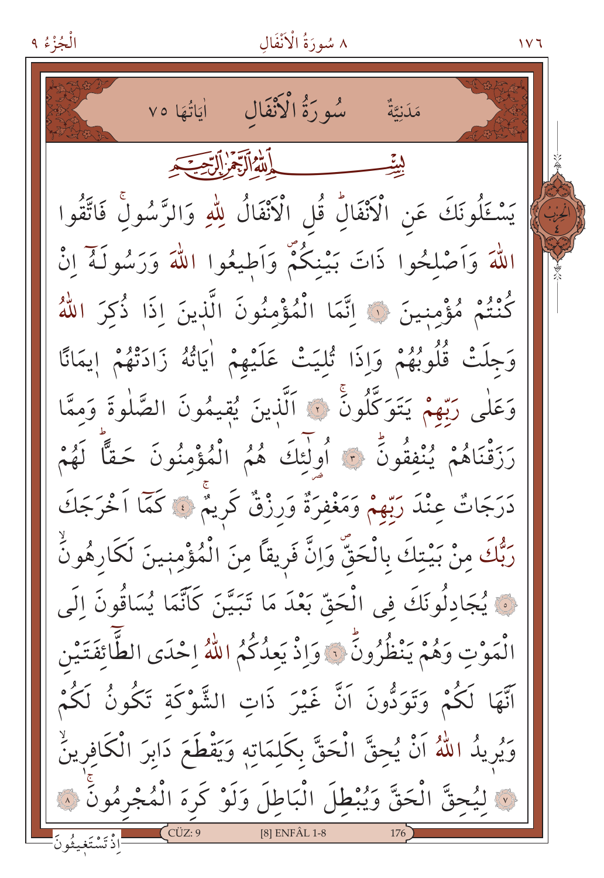مَدَنِيَّةٌ ‏ سُورَةُ الْاَنْفَالِ ‏ اٰيَاتُهَا ٧٥

بِسْمِ اللّٰهِ الرَّحْمٰنِ الرَّح۪يمِ

يَسْـَٔلُونَكَ عَنِ الْاَنْفَالِۜ قُلِ الْاَنْفَالُ لِلّٰهِ وَالرَّسُولِۚ فَاتَّقُوا اللّٰهَ وَاَصْلِحُوا ذَاتَ بَيْنِكُمْۖ وَاَط۪يعُوا اللّٰهَ وَرَسُولَهُٓ اِنْ كُنْتُمْ مُؤْمِن۪ينَ ﴿١﴾ اِنَّمَا الْمُؤْمِنُونَ الَّذ۪ينَ اِذَا ذُكِرَ اللّٰهُ وَجِلَتْ قُلُوبُهُمْ وَاِذَا تُلِيَتْ عَلَيْهِمْ اٰيَاتُهُ زَادَتْهُمْ ا۪يمَانًا وَعَلٰى رَبِّهِمْ يَتَوَكَّلُونَۚ ﴿٢﴾ اَلَّذ۪ينَ يُق۪يمُونَ الصَّلٰوةَ وَمِمَّا رَزَقْنَاهُمْ يُنْفِقُونَۜ ﴿٣﴾ اُو۬لٰٓئِكَ هُمُ الْمُؤْمِنُونَ حَقًّاۜ لَهُمْ دَرَجَاتٌ عِنْدَ رَبِّهِمْ وَمَغْفِرَةٌ وَرِزْقٌ كَر۪يمٌۚ ﴿٤﴾ كَمَٓا اَخْرَجَكَ رَبُّكَ مِنْ بَيْتِكَ بِالْحَقِّۖ وَاِنَّ فَر۪يقًا مِنَ الْمُؤْمِن۪ينَ لَكَارِهُونَۙ ﴿٥﴾ يُجَادِلُونَكَ فِي الْحَقِّ بَعْدَ مَا تَبَيَّنَ كَاَنَّمَا يُسَاقُونَ اِلَى الْمَوْتِ وَهُمْ يَنْظُرُونَۜ ﴿٦﴾ وَاِذْ يَعِدُكُمُ اللّٰهُ اِحْدَى الطَّٓائِفَتَيْنِ اَنَّهَا لَكُمْ وَتَوَدُّونَ اَنَّ غَيْرَ ذَاتِ الشَّوْكَةِ تَكُونُ لَكُمْ وَيُر۪يدُ اللّٰهُ اَنْ يُحِقَّ الْحَقَّ بِكَلِمَاتِه۪ وَيَقْطَعَ دَابِرَ الْكَافِر۪ينَۙ ﴿٧﴾ لِيُحِقَّ الْحَقَّ وَيُبْطِلَ الْبَاطِلَ وَلَوْ كَرِهَ الْمُجْرِمُونَۚ ﴿٨﴾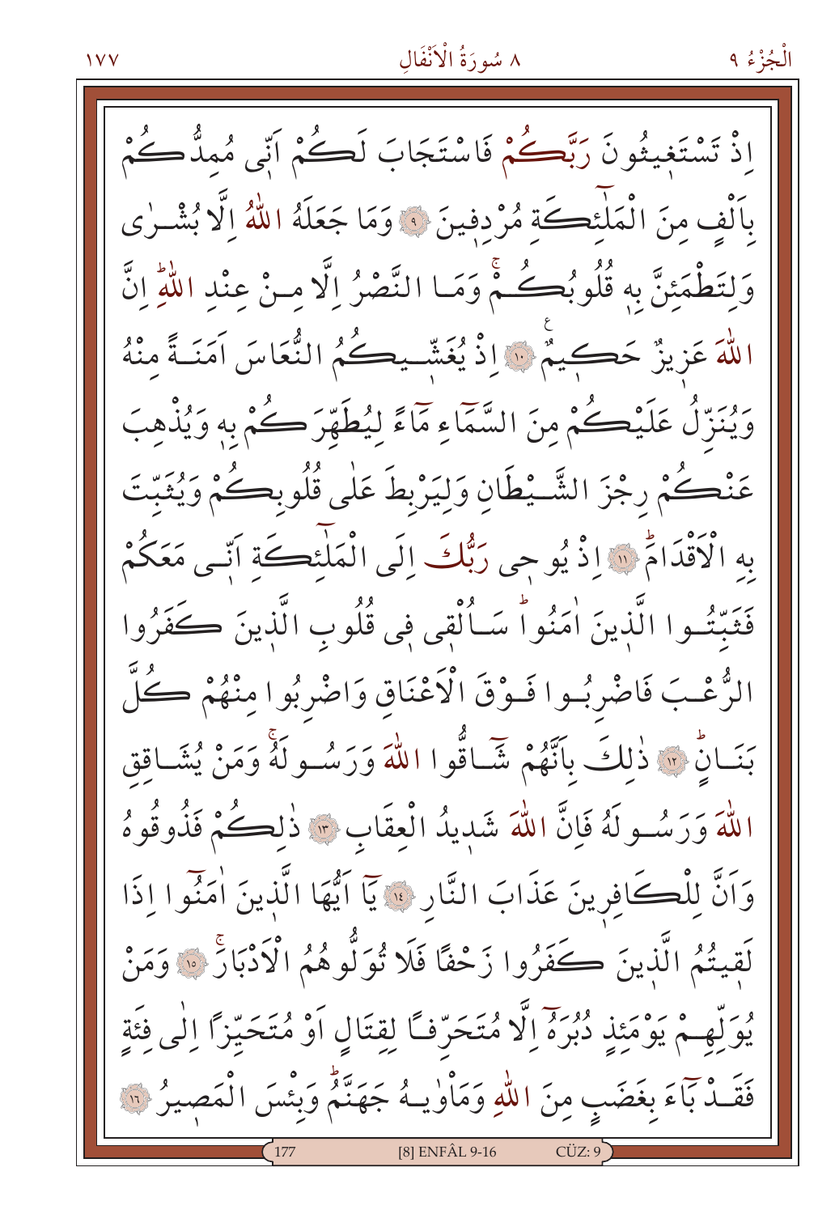اِذْ تَسْتَغِيثُونَ رَبَّكُمْ فَاسْتَجَابَ لَكُمْ اَنّ۪ي مُمِدُّكُمْ بِاَلْفٍ مِنَ الْمَلٰٓئِكَةِ مُرْدِف۪ينَ ﴿٩﴾ وَمَا جَعَلَهُ اللّٰهُ اِلَّا بُشْرٰى وَلِتَطْمَئِنَّ بِه۪ قُلُوبُكُمْۚ وَمَا النَّصْرُ اِلَّا مِنْ عِنْدِ اللّٰهِۜ اِنَّ اللّٰهَ عَز۪يزٌ حَك۪يمٌ ﴿١٠﴾ اِذْ يُغَشّ۪يكُمُ النُّعَاسَ اَمَنَةً مِنْهُ وَيُنَزِّلُ عَلَيْكُمْ مِنَ السَّمَٓاءِ مَٓاءً لِيُطَهِّرَكُمْ بِه۪ وَيُذْهِبَ عَنْكُمْ رِجْزَ الشَّيْطَانِ وَلِيَرْبِطَ عَلٰى قُلُوبِكُمْ وَيُثَبِّتَ بِهِ الْاَقْدَامَۜ ﴿١١﴾ اِذْ يُوح۪ي رَبُّكَ اِلَى الْمَلٰٓئِكَةِ اَنّ۪ي مَعَكُمْ فَثَبِّتُوا الَّذ۪ينَ اٰمَنُواۜ سَاُلْق۪ي ف۪ي قُلُوبِ الَّذ۪ينَ كَفَرُوا الرُّعْبَ فَاضْرِبُوا فَوْقَ الْاَعْنَاقِ وَاضْرِبُوا مِنْهُمْ كُلَّ بَنَانٍۜ ﴿١٢﴾ ذٰلِكَ بِاَنَّهُمْ شَٓاقُّوا اللّٰهَ وَرَسُولَهُۚ وَمَنْ يُشَاقِقِ اللّٰهَ وَرَسُولَهُ فَاِنَّ اللّٰهَ شَد۪يدُ الْعِقَابِ ﴿١٣﴾ ذٰلِكُمْ فَذُوقُوهُ وَاَنَّ لِلْكَافِر۪ينَ عَذَابَ النَّارِ ﴿١٤﴾ يَٓا اَيُّهَا الَّذ۪ينَ اٰمَنُٓوا اِذَا لَق۪يتُمُ الَّذ۪ينَ كَفَرُوا زَحْفًا فَلَا تُوَلُّوهُمُ الْاَدْبَارَۚ ﴿١٥﴾ وَمَنْ يُوَلِّهِمْ يَوْمَئِذٍ دُبُرَهُٓ اِلَّا مُتَحَرِّفًا لِقِتَالٍ اَوْ مُتَحَيِّزًا اِلٰى فِئَةٍ فَقَدْ بَٓاءَ بِغَضَبٍ مِنَ اللّٰهِ وَمَاْوٰيهُ جَهَنَّمُۜ وَبِئْسَ الْمَص۪يرُ ﴿١٦﴾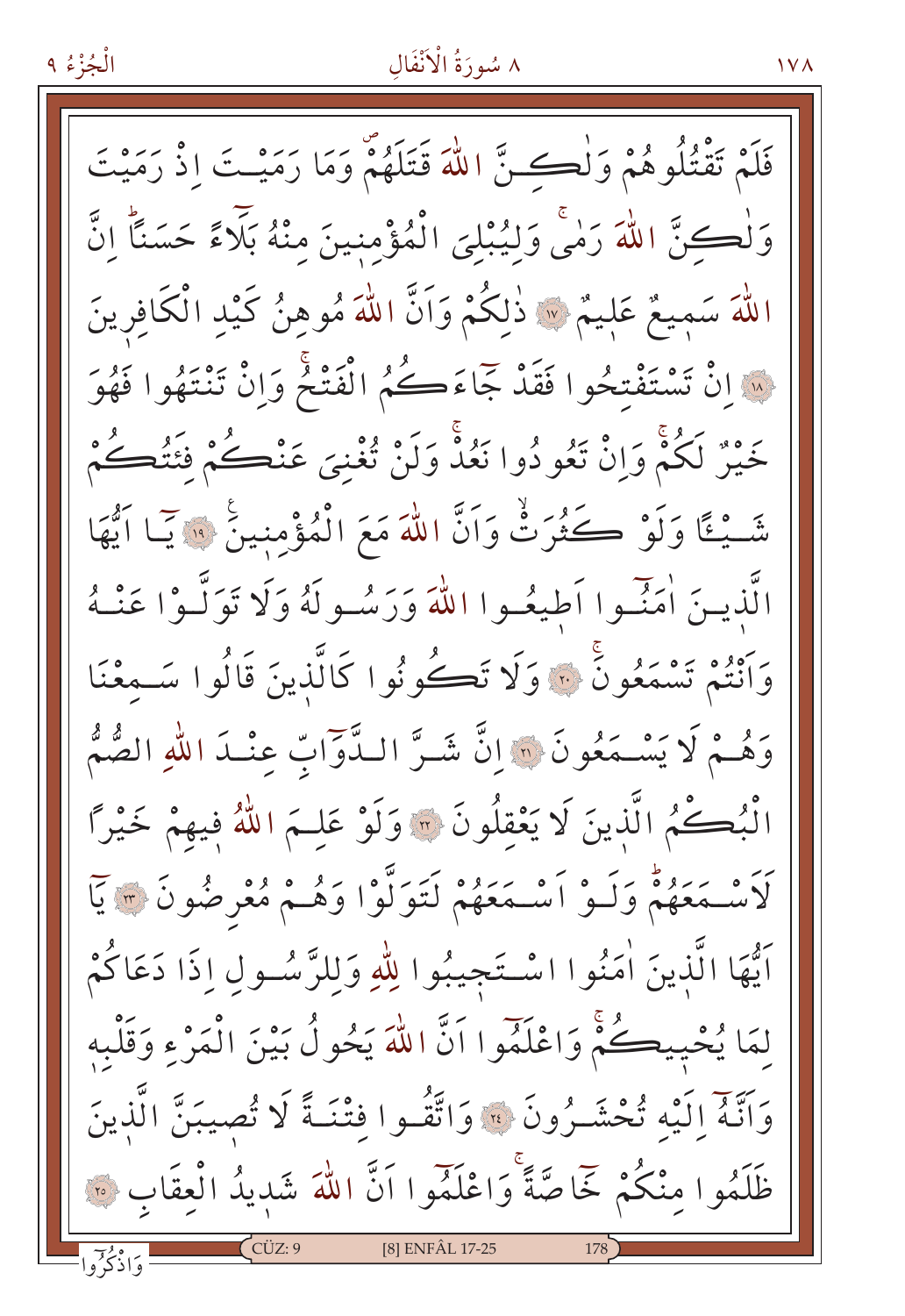فَلَمْ تَقْتُلُوهُمْ وَلٰكِنَّ اللّٰهَ قَتَلَهُمْ وَمَا رَمَيْتَ اِذْ رَمَيْتَ وَلٰكِنَّ اللّٰهَ رَمٰى وَلِيُبْلِيَ الْمُؤْمِنِينَ مِنْهُ بَلَٓاءً حَسَنًا اِنَّ اللّٰهَ سَمِيعٌ عَلِيمٌ ﴿١٧﴾ ذٰلِكُمْ وَاَنَّ اللّٰهَ مُوهِنُ كَيْدِ الْكَافِرِينَ ﴿١٨﴾ اِنْ تَسْتَفْتِحُوا فَقَدْ جَٓاءَكُمُ الْفَتْحُ وَاِنْ تَنْتَهُوا فَهُوَ خَيْرٌ لَكُمْ وَاِنْ تَعُودُوا نَعُدْ وَلَنْ تُغْنِيَ عَنْكُمْ فِئَتُكُمْ شَيْـًٔا وَلَوْ كَثُرَتْ وَاَنَّ اللّٰهَ مَعَ الْمُؤْمِنِينَ ﴿١٩﴾ يَٓا اَيُّهَا الَّذِينَ اٰمَنُٓوا اَطِيعُوا اللّٰهَ وَرَسُولَهُ وَلَا تَوَلَّوْا عَنْهُ وَاَنْتُمْ تَسْمَعُونَ ﴿٢٠﴾ وَلَا تَكُونُوا كَالَّذِينَ قَالُوا سَمِعْنَا وَهُمْ لَا يَسْمَعُونَ ﴿٢١﴾ اِنَّ شَرَّ الدَّوَٓابِّ عِنْدَ اللّٰهِ الصُّمُّ الْبُكْمُ الَّذِينَ لَا يَعْقِلُونَ ﴿٢٢﴾ وَلَوْ عَلِمَ اللّٰهُ فِيهِمْ خَيْرًا لَاَسْمَعَهُمْ وَلَوْ اَسْمَعَهُمْ لَتَوَلَّوْا وَهُمْ مُعْرِضُونَ ﴿٢٣﴾ يَٓا اَيُّهَا الَّذِينَ اٰمَنُوا اسْتَجِيبُوا لِلّٰهِ وَلِلرَّسُولِ اِذَا دَعَاكُمْ لِمَا يُحْيِيكُمْ وَاعْلَمُٓوا اَنَّ اللّٰهَ يَحُولُ بَيْنَ الْمَرْءِ وَقَلْبِهِ وَاَنَّهُٓ اِلَيْهِ تُحْشَرُونَ ﴿٢٤﴾ وَاتَّقُوا فِتْنَةً لَا تُصِيبَنَّ الَّذِينَ ظَلَمُوا مِنْكُمْ خَٓاصَّةً وَاعْلَمُٓوا اَنَّ اللّٰهَ شَدِيدُ الْعِقَابِ ﴿٢٥﴾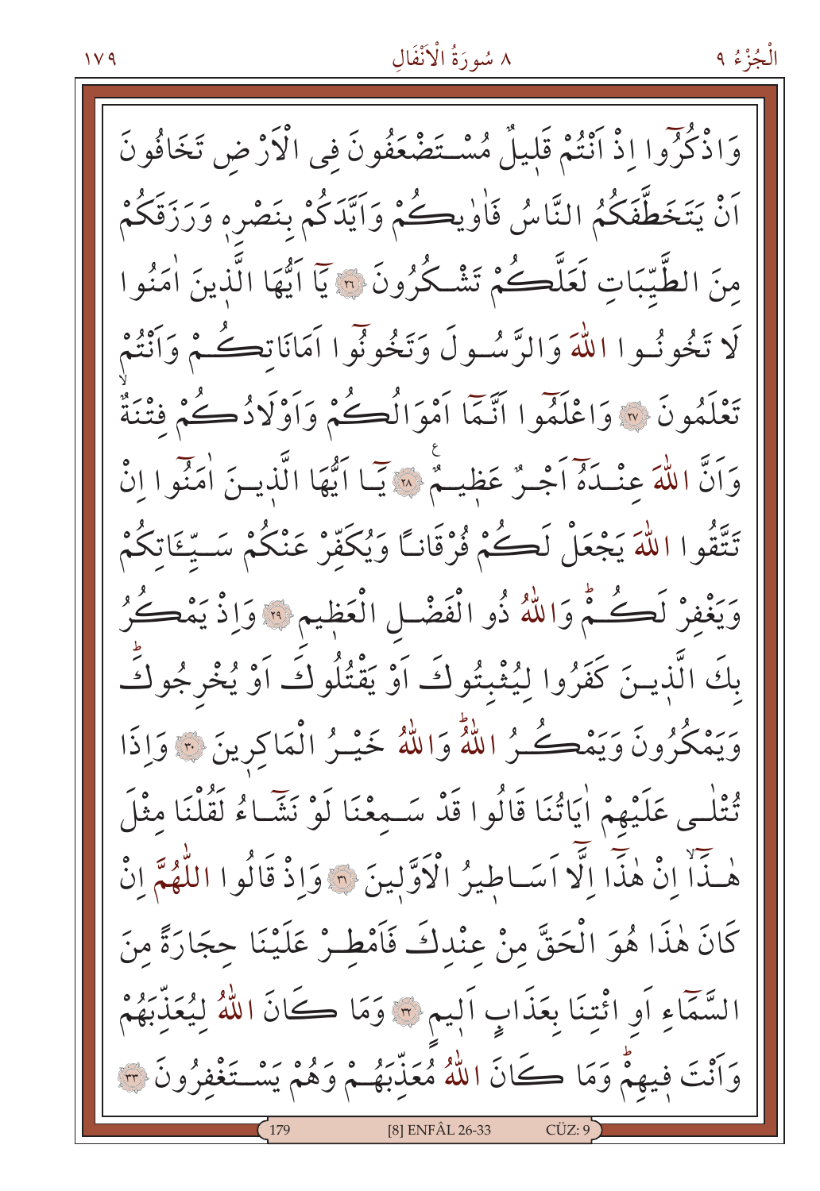وَاذْكُرُٓوا اِذْ اَنْتُمْ قَليلٌ مُسْتَضْعَفُونَ فِى الْاَرْضِ تَخَافُونَ اَنْ يَتَخَطَّفَكُمُ النَّاسُ فَاٰوٰيكُمْ وَاَيَّدَكُمْ بِنَصْرِه۪ وَرَزَقَكُمْ مِنَ الطَّيِّبَاتِ لَعَلَّكُمْ تَشْكُرُونَ ﴿٢٦﴾ يَٓا اَيُّهَا الَّذينَ اٰمَنُوا لَا تَخُونُوا اللّٰهَ وَالرَّسُولَ وَتَخُونُٓوا اَمَانَاتِكُمْ وَاَنْتُمْ تَعْلَمُونَ ﴿٢٧﴾ وَاعْلَمُٓوا اَنَّمَٓا اَمْوَالُكُمْ وَاَوْلَادُكُمْ فِتْنَةٌ وَاَنَّ اللّٰهَ عِنْدَهُٓ اَجْرٌ عَظيمٌ ﴿٢٨﴾ يَٓا اَيُّهَا الَّذينَ اٰمَنُٓوا اِنْ تَتَّقُوا اللّٰهَ يَجْعَلْ لَكُمْ فُرْقَانًا وَيُكَفِّرْ عَنْكُمْ سَيِّـَٔاتِكُمْ وَيَغْفِرْ لَكُمْؕ وَاللّٰهُ ذُو الْفَضْلِ الْعَظيمِ ﴿٢٩﴾ وَاِذْ يَمْكُرُ بِكَ الَّذينَ كَفَرُوا لِيُثْبِتُوكَ اَوْ يَقْتُلُوكَ اَوْ يُخْرِجُوكَؕ وَيَمْكُرُونَ وَيَمْكُرُ اللّٰهُؕ وَاللّٰهُ خَيْرُ الْمَاكِرينَ ﴿٣٠﴾ وَاِذَا تُتْلٰى عَلَيْهِمْ اٰيَاتُنَا قَالُوا قَدْ سَمِعْنَا لَوْ نَشَٓاءُ لَقُلْنَا مِثْلَ هٰذَٓاۙ اِنْ هٰذَٓا اِلَّٓا اَسَاطيرُ الْاَوَّلينَ ﴿٣١﴾ وَاِذْ قَالُوا اللّٰهُمَّ اِنْ كَانَ هٰذَا هُوَ الْحَقَّ مِنْ عِنْدِكَ فَاَمْطِرْ عَلَيْنَا حِجَارَةً مِنَ السَّمَٓاءِ اَوِ ائْتِنَا بِعَذَابٍ اَليمٍ ﴿٣٢﴾ وَمَا كَانَ اللّٰهُ لِيُعَذِّبَهُمْ وَاَنْتَ فيهِمْؕ وَمَا كَانَ اللّٰهُ مُعَذِّبَهُمْ وَهُمْ يَسْتَغْفِرُونَ ﴿٣٣﴾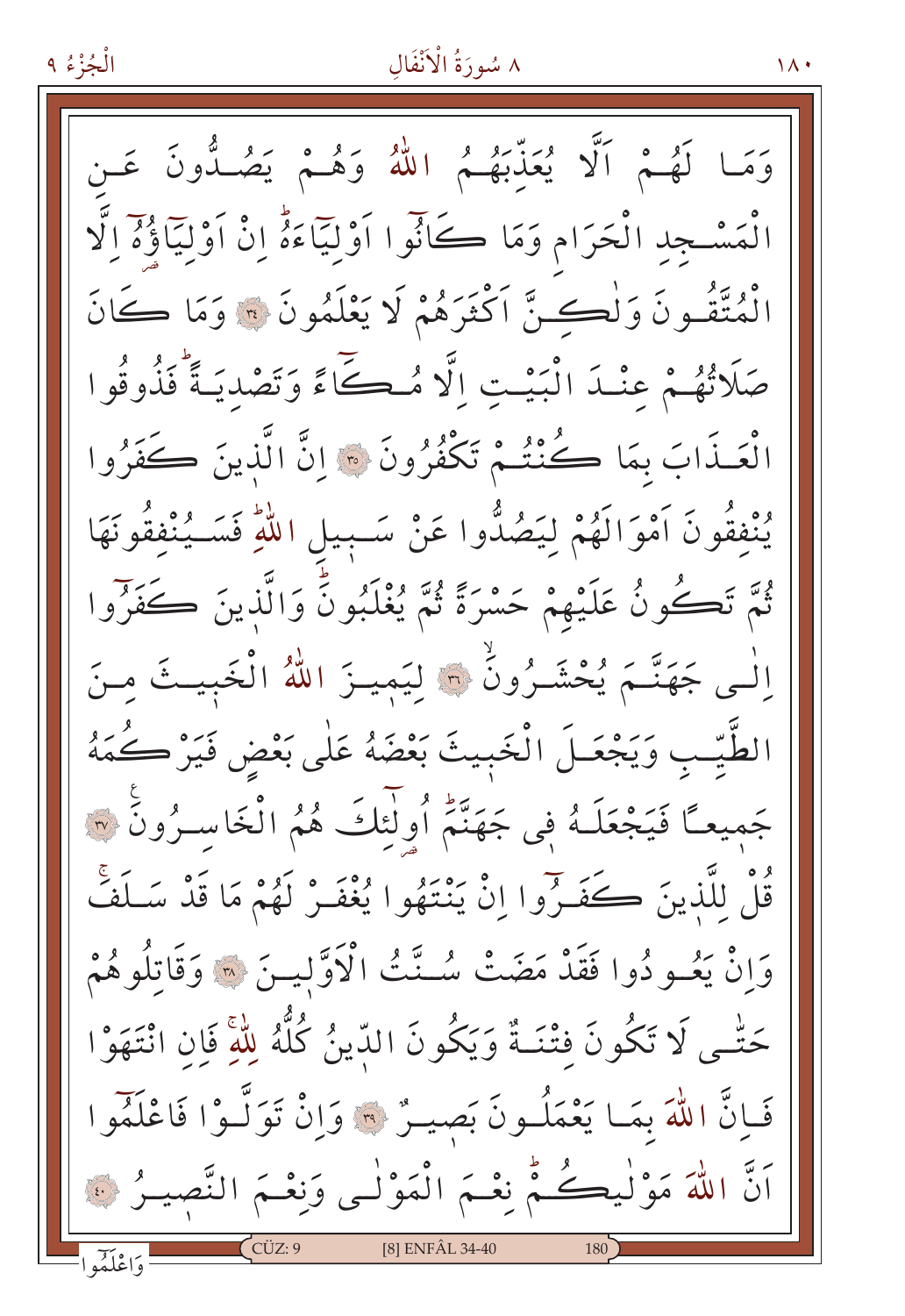وَمَا لَهُمْ اَلَّا يُعَذِّبَهُمُ اللّٰهُ وَهُمْ يَصُدُّونَ عَنِ الْمَسْجِدِ الْحَرَامِ وَمَا كَانُٓوا اَوْلِيَٓاءَهُۜ اِنْ اَوْلِيَٓاؤُهُٓ اِلَّا الْمُتَّقُونَ وَلٰكِنَّ اَكْثَرَهُمْ لَا يَعْلَمُونَ ﴿٣٤﴾ وَمَا كَانَ صَلَاتُهُمْ عِنْدَ الْبَيْتِ اِلَّا مُكَٓاءً وَتَصْدِيَةًۜ فَذُوقُوا الْعَذَابَ بِمَا كُنْتُمْ تَكْفُرُونَ ﴿٣٥﴾ اِنَّ الَّذِينَ كَفَرُوا يُنْفِقُونَ اَمْوَالَهُمْ لِيَصُدُّوا عَنْ سَبِيلِ اللّٰهِۜ فَسَيُنْفِقُونَهَا ثُمَّ تَكُونُ عَلَيْهِمْ حَسْرَةً ثُمَّ يُغْلَبُونَۜ وَالَّذِينَ كَفَرُٓوا اِلٰى جَهَنَّمَ يُحْشَرُونَۙ ﴿٣٦﴾ لِيَمِيزَ اللّٰهُ الْخَبِيثَ مِنَ الطَّيِّبِ وَيَجْعَلَ الْخَبِيثَ بَعْضَهُ عَلٰى بَعْضٍ فَيَرْكُمَهُ جَمِيعًا فَيَجْعَلَهُ فِى جَهَنَّمَۜ اُولٰٓئِكَ هُمُ الْخَاسِرُونَ ﴿٣٧﴾ قُلْ لِلَّذِينَ كَفَرُٓوا اِنْ يَنْتَهُوا يُغْفَرْ لَهُمْ مَا قَدْ سَلَفَۚ وَاِنْ يَعُودُوا فَقَدْ مَضَتْ سُنَّتُ الْاَوَّلِينَ ﴿٣٨﴾ وَقَاتِلُوهُمْ حَتّٰى لَا تَكُونَ فِتْنَةٌ وَيَكُونَ الدِّينُ كُلُّهُ لِلّٰهِۚ فَاِنِ انْتَهَوْا فَاِنَّ اللّٰهَ بِمَا يَعْمَلُونَ بَصِيرٌ ﴿٣٩﴾ وَاِنْ تَوَلَّوْا فَاعْلَمُٓوا اَنَّ اللّٰهَ مَوْلٰيكُمْۜ نِعْمَ الْمَوْلٰى وَنِعْمَ النَّصِيرُ ﴿٤٠﴾